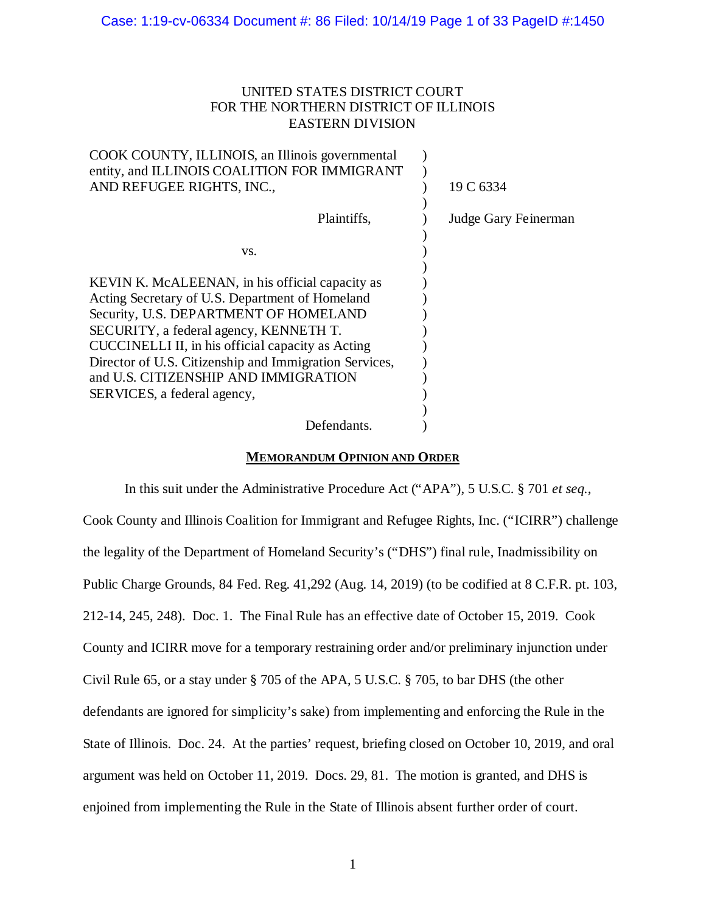UNITED STATES DISTRICT COURT
FOR THE NORTHERN DISTRICT OF ILLINOIS
EASTERN DIVISION

| | | |
|---|---|---|
| COOK COUNTY, ILLINOIS, an Illinois governmental entity, and ILLINOIS COALITION FOR IMMIGRANT AND REFUGEE RIGHTS, INC., | ) | 19 C 6334 |
| Plaintiffs, | ) | Judge Gary Feinerman |
| vs. | ) | |
| KEVIN K. McALEENAN, in his official capacity as Acting Secretary of U.S. Department of Homeland Security, U.S. DEPARTMENT OF HOMELAND SECURITY, a federal agency, KENNETH T. CUCCINELLI II, in his official capacity as Acting Director of U.S. Citizenship and Immigration Services, and U.S. CITIZENSHIP AND IMMIGRATION SERVICES, a federal agency, | ) | |
| Defendants. | ) | |

## MEMORANDUM OPINION AND ORDER

In this suit under the Administrative Procedure Act ("APA"), 5 U.S.C. § 701 *et seq.*, Cook County and Illinois Coalition for Immigrant and Refugee Rights, Inc. ("ICIRR") challenge the legality of the Department of Homeland Security's ("DHS") final rule, Inadmissibility on Public Charge Grounds, 84 Fed. Reg. 41,292 (Aug. 14, 2019) (to be codified at 8 C.F.R. pt. 103, 212-14, 245, 248). Doc. 1. The Final Rule has an effective date of October 15, 2019. Cook County and ICIRR move for a temporary restraining order and/or preliminary injunction under Civil Rule 65, or a stay under § 705 of the APA, 5 U.S.C. § 705, to bar DHS (the other defendants are ignored for simplicity's sake) from implementing and enforcing the Rule in the State of Illinois. Doc. 24. At the parties' request, briefing closed on October 10, 2019, and oral argument was held on October 11, 2019. Docs. 29, 81. The motion is granted, and DHS is enjoined from implementing the Rule in the State of Illinois absent further order of court.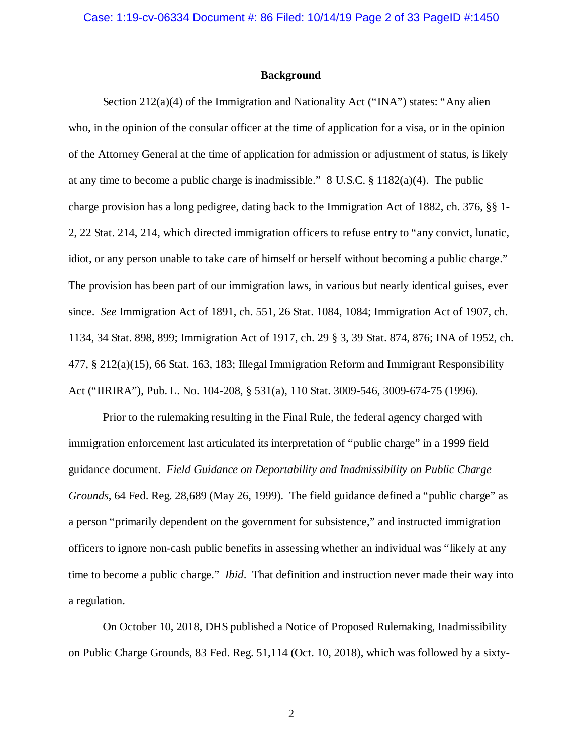## Background

Section 212(a)(4) of the Immigration and Nationality Act ("INA") states: "Any alien who, in the opinion of the consular officer at the time of application for a visa, or in the opinion of the Attorney General at the time of application for admission or adjustment of status, is likely at any time to become a public charge is inadmissible." 8 U.S.C. § 1182(a)(4). The public charge provision has a long pedigree, dating back to the Immigration Act of 1882, ch. 376, §§ 1-2, 22 Stat. 214, 214, which directed immigration officers to refuse entry to "any convict, lunatic, idiot, or any person unable to take care of himself or herself without becoming a public charge." The provision has been part of our immigration laws, in various but nearly identical guises, ever since. *See* Immigration Act of 1891, ch. 551, 26 Stat. 1084, 1084; Immigration Act of 1907, ch. 1134, 34 Stat. 898, 899; Immigration Act of 1917, ch. 29 § 3, 39 Stat. 874, 876; INA of 1952, ch. 477, § 212(a)(15), 66 Stat. 163, 183; Illegal Immigration Reform and Immigrant Responsibility Act ("IIRIRA"), Pub. L. No. 104-208, § 531(a), 110 Stat. 3009-546, 3009-674-75 (1996).

Prior to the rulemaking resulting in the Final Rule, the federal agency charged with immigration enforcement last articulated its interpretation of "public charge" in a 1999 field guidance document. *Field Guidance on Deportability and Inadmissibility on Public Charge Grounds*, 64 Fed. Reg. 28,689 (May 26, 1999). The field guidance defined a "public charge" as a person "primarily dependent on the government for subsistence," and instructed immigration officers to ignore non-cash public benefits in assessing whether an individual was "likely at any time to become a public charge." *Ibid*. That definition and instruction never made their way into a regulation.

On October 10, 2018, DHS published a Notice of Proposed Rulemaking, Inadmissibility on Public Charge Grounds, 83 Fed. Reg. 51,114 (Oct. 10, 2018), which was followed by a sixty-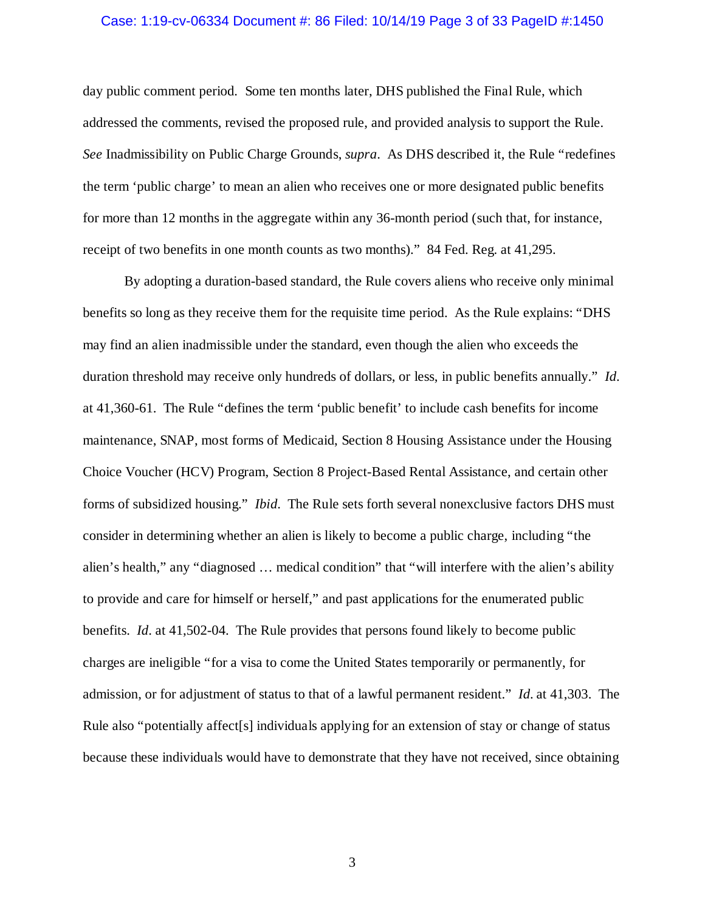day public comment period. Some ten months later, DHS published the Final Rule, which addressed the comments, revised the proposed rule, and provided analysis to support the Rule. *See* Inadmissibility on Public Charge Grounds, *supra*. As DHS described it, the Rule "redefines the term 'public charge' to mean an alien who receives one or more designated public benefits for more than 12 months in the aggregate within any 36-month period (such that, for instance, receipt of two benefits in one month counts as two months)." 84 Fed. Reg. at 41,295.

By adopting a duration-based standard, the Rule covers aliens who receive only minimal benefits so long as they receive them for the requisite time period. As the Rule explains: "DHS may find an alien inadmissible under the standard, even though the alien who exceeds the duration threshold may receive only hundreds of dollars, or less, in public benefits annually." *Id.* at 41,360-61. The Rule "defines the term 'public benefit' to include cash benefits for income maintenance, SNAP, most forms of Medicaid, Section 8 Housing Assistance under the Housing Choice Voucher (HCV) Program, Section 8 Project-Based Rental Assistance, and certain other forms of subsidized housing." *Ibid.* The Rule sets forth several nonexclusive factors DHS must consider in determining whether an alien is likely to become a public charge, including "the alien's health," any "diagnosed … medical condition" that "will interfere with the alien's ability to provide and care for himself or herself," and past applications for the enumerated public benefits. *Id.* at 41,502-04. The Rule provides that persons found likely to become public charges are ineligible "for a visa to come the United States temporarily or permanently, for admission, or for adjustment of status to that of a lawful permanent resident." *Id.* at 41,303. The Rule also "potentially affect[s] individuals applying for an extension of stay or change of status because these individuals would have to demonstrate that they have not received, since obtaining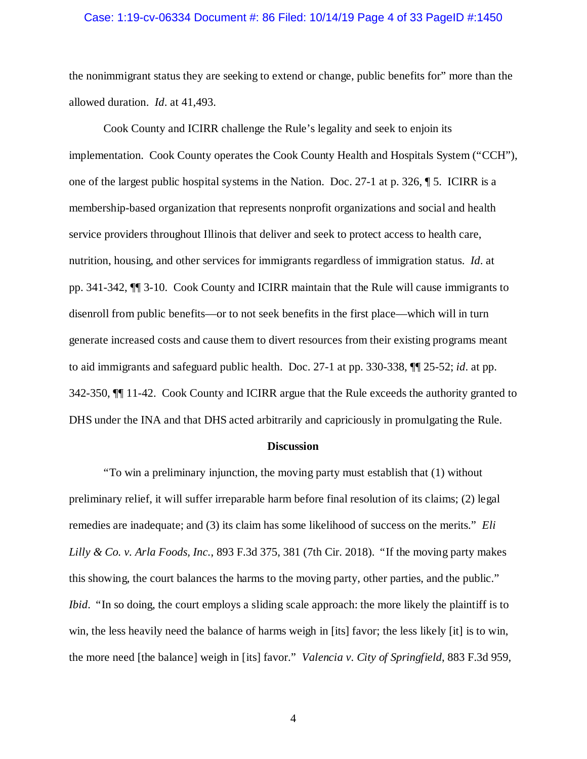the nonimmigrant status they are seeking to extend or change, public benefits for" more than the allowed duration. *Id*. at 41,493.

Cook County and ICIRR challenge the Rule's legality and seek to enjoin its implementation. Cook County operates the Cook County Health and Hospitals System ("CCH"), one of the largest public hospital systems in the Nation. Doc. 27-1 at p. 326, ¶ 5. ICIRR is a membership-based organization that represents nonprofit organizations and social and health service providers throughout Illinois that deliver and seek to protect access to health care, nutrition, housing, and other services for immigrants regardless of immigration status. *Id*. at pp. 341-342, ¶¶ 3-10. Cook County and ICIRR maintain that the Rule will cause immigrants to disenroll from public benefits—or to not seek benefits in the first place—which will in turn generate increased costs and cause them to divert resources from their existing programs meant to aid immigrants and safeguard public health. Doc. 27-1 at pp. 330-338, ¶¶ 25-52; *id*. at pp. 342-350, ¶¶ 11-42. Cook County and ICIRR argue that the Rule exceeds the authority granted to DHS under the INA and that DHS acted arbitrarily and capriciously in promulgating the Rule.

## Discussion

"To win a preliminary injunction, the moving party must establish that (1) without preliminary relief, it will suffer irreparable harm before final resolution of its claims; (2) legal remedies are inadequate; and (3) its claim has some likelihood of success on the merits." *Eli Lilly & Co. v. Arla Foods, Inc.*, 893 F.3d 375, 381 (7th Cir. 2018). "If the moving party makes this showing, the court balances the harms to the moving party, other parties, and the public." *Ibid*. "In so doing, the court employs a sliding scale approach: the more likely the plaintiff is to win, the less heavily need the balance of harms weigh in [its] favor; the less likely [it] is to win, the more need [the balance] weigh in [its] favor." *Valencia v. City of Springfield*, 883 F.3d 959,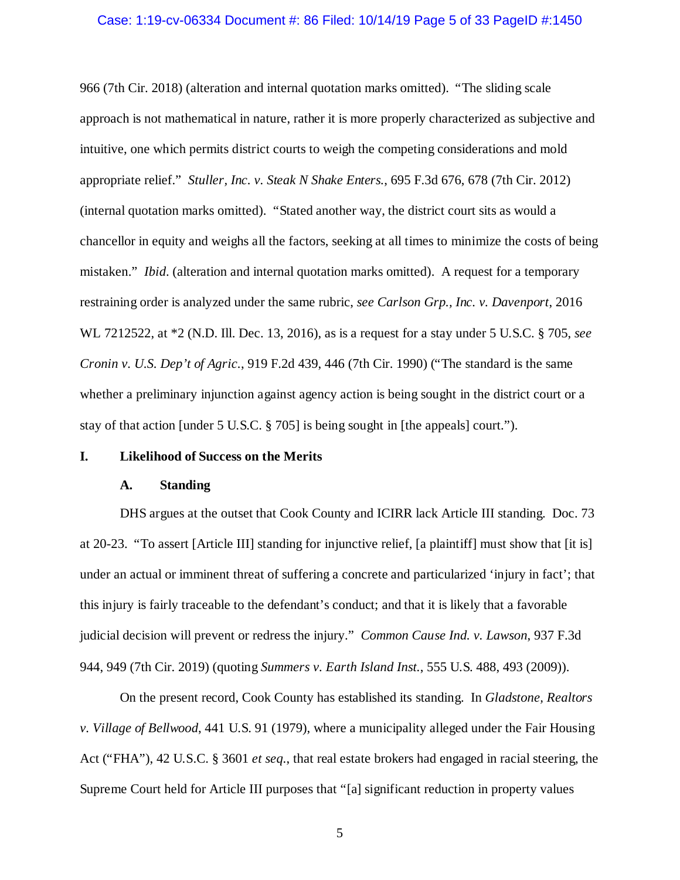966 (7th Cir. 2018) (alteration and internal quotation marks omitted). "The sliding scale approach is not mathematical in nature, rather it is more properly characterized as subjective and intuitive, one which permits district courts to weigh the competing considerations and mold appropriate relief." *Stuller, Inc. v. Steak N Shake Enters.*, 695 F.3d 676, 678 (7th Cir. 2012) (internal quotation marks omitted). "Stated another way, the district court sits as would a chancellor in equity and weighs all the factors, seeking at all times to minimize the costs of being mistaken." *Ibid.* (alteration and internal quotation marks omitted). A request for a temporary restraining order is analyzed under the same rubric, *see Carlson Grp., Inc. v. Davenport*, 2016 WL 7212522, at *2 (N.D. Ill. Dec. 13, 2016), as is a request for a stay under 5 U.S.C. § 705, *see Cronin v. U.S. Dep't of Agric.*, 919 F.2d 439, 446 (7th Cir. 1990) ("The standard is the same whether a preliminary injunction against agency action is being sought in the district court or a stay of that action [under 5 U.S.C. § 705] is being sought in [the appeals] court.").

## I. Likelihood of Success on the Merits

### A. Standing

DHS argues at the outset that Cook County and ICIRR lack Article III standing. Doc. 73 at 20-23. "To assert [Article III] standing for injunctive relief, [a plaintiff] must show that [it is] under an actual or imminent threat of suffering a concrete and particularized 'injury in fact'; that this injury is fairly traceable to the defendant's conduct; and that it is likely that a favorable judicial decision will prevent or redress the injury." *Common Cause Ind. v. Lawson*, 937 F.3d 944, 949 (7th Cir. 2019) (quoting *Summers v. Earth Island Inst.*, 555 U.S. 488, 493 (2009)).

On the present record, Cook County has established its standing. In *Gladstone, Realtors v. Village of Bellwood*, 441 U.S. 91 (1979), where a municipality alleged under the Fair Housing Act ("FHA"), 42 U.S.C. § 3601 *et seq.*, that real estate brokers had engaged in racial steering, the Supreme Court held for Article III purposes that "[a] significant reduction in property values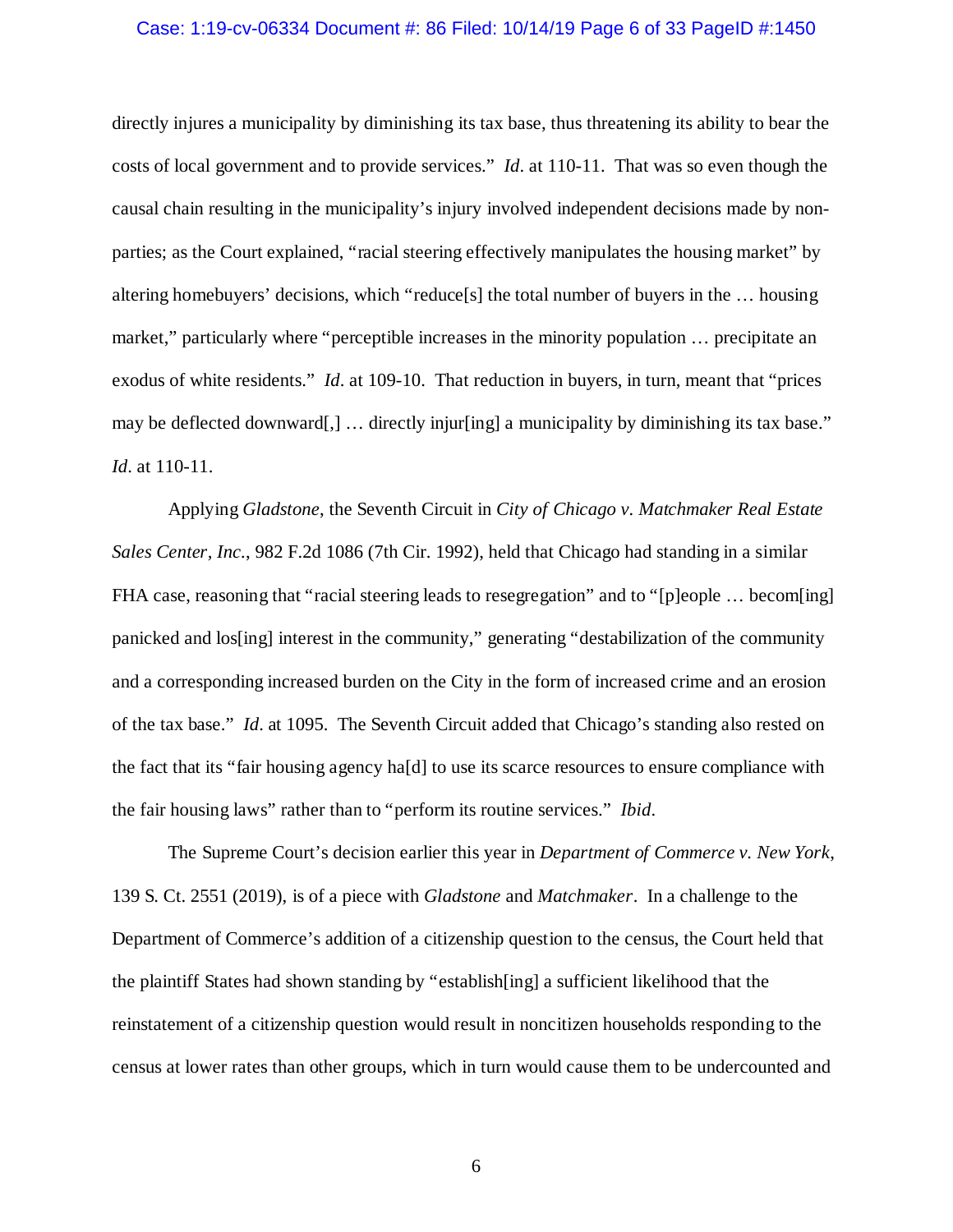directly injures a municipality by diminishing its tax base, thus threatening its ability to bear the costs of local government and to provide services." *Id*. at 110-11. That was so even though the causal chain resulting in the municipality's injury involved independent decisions made by non-parties; as the Court explained, "racial steering effectively manipulates the housing market" by altering homebuyers' decisions, which "reduce[s] the total number of buyers in the … housing market," particularly where "perceptible increases in the minority population … precipitate an exodus of white residents." *Id*. at 109-10. That reduction in buyers, in turn, meant that "prices may be deflected downward[,] … directly injur[ing] a municipality by diminishing its tax base." *Id*. at 110-11.

Applying *Gladstone*, the Seventh Circuit in *City of Chicago v. Matchmaker Real Estate Sales Center, Inc.*, 982 F.2d 1086 (7th Cir. 1992), held that Chicago had standing in a similar FHA case, reasoning that "racial steering leads to resegregation" and to "[p]eople … becom[ing] panicked and los[ing] interest in the community," generating "destabilization of the community and a corresponding increased burden on the City in the form of increased crime and an erosion of the tax base." *Id*. at 1095. The Seventh Circuit added that Chicago's standing also rested on the fact that its "fair housing agency ha[d] to use its scarce resources to ensure compliance with the fair housing laws" rather than to "perform its routine services." *Ibid*.

The Supreme Court's decision earlier this year in *Department of Commerce v. New York*, 139 S. Ct. 2551 (2019), is of a piece with *Gladstone* and *Matchmaker*. In a challenge to the Department of Commerce's addition of a citizenship question to the census, the Court held that the plaintiff States had shown standing by "establish[ing] a sufficient likelihood that the reinstatement of a citizenship question would result in noncitizen households responding to the census at lower rates than other groups, which in turn would cause them to be undercounted and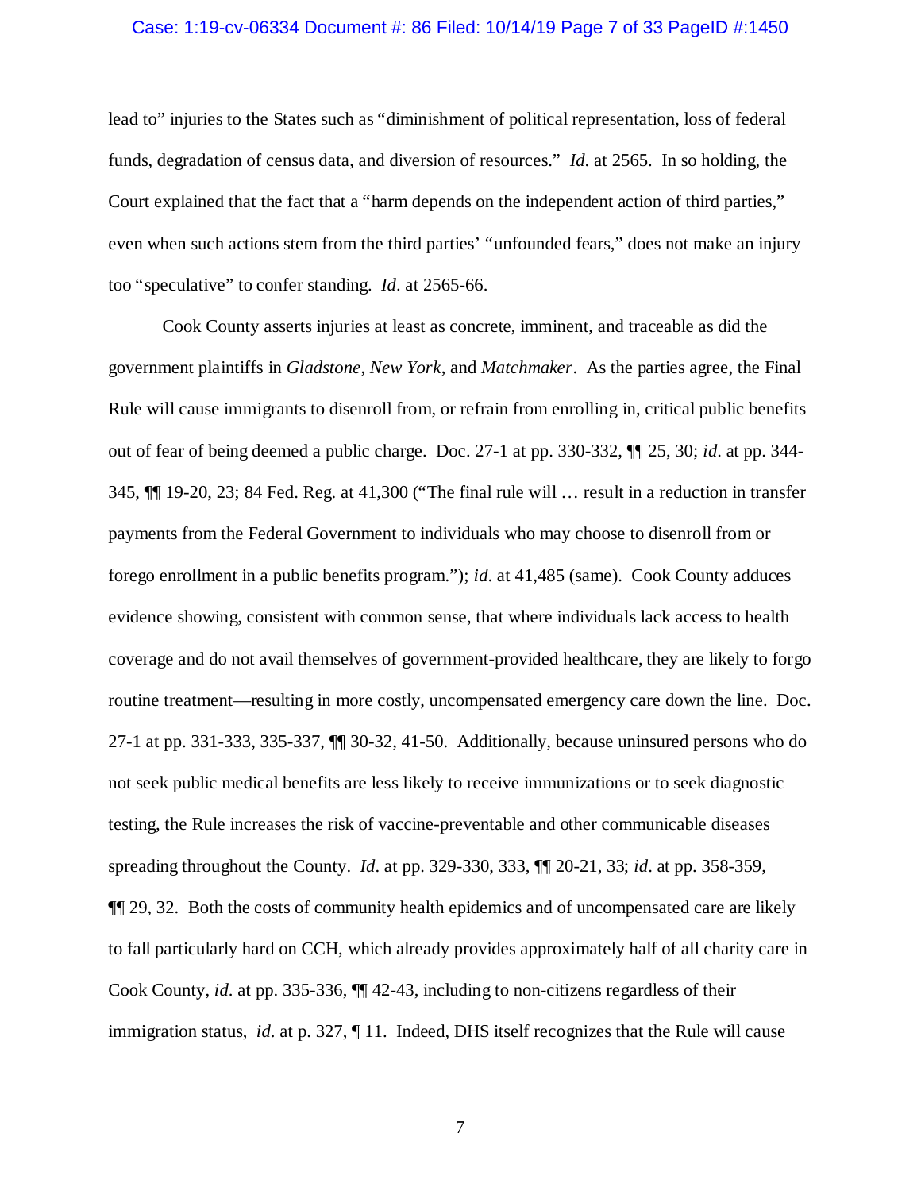lead to" injuries to the States such as "diminishment of political representation, loss of federal funds, degradation of census data, and diversion of resources." *Id.* at 2565. In so holding, the Court explained that the fact that a "harm depends on the independent action of third parties," even when such actions stem from the third parties' "unfounded fears," does not make an injury too "speculative" to confer standing. *Id*. at 2565-66.

Cook County asserts injuries at least as concrete, imminent, and traceable as did the government plaintiffs in *Gladstone*, *New York*, and *Matchmaker*. As the parties agree, the Final Rule will cause immigrants to disenroll from, or refrain from enrolling in, critical public benefits out of fear of being deemed a public charge. Doc. 27-1 at pp. 330-332, ¶¶ 25, 30; *id*. at pp. 344-345, ¶¶ 19-20, 23; 84 Fed. Reg. at 41,300 ("The final rule will … result in a reduction in transfer payments from the Federal Government to individuals who may choose to disenroll from or forego enrollment in a public benefits program."); *id*. at 41,485 (same). Cook County adduces evidence showing, consistent with common sense, that where individuals lack access to health coverage and do not avail themselves of government-provided healthcare, they are likely to forgo routine treatment—resulting in more costly, uncompensated emergency care down the line. Doc. 27-1 at pp. 331-333, 335-337, ¶¶ 30-32, 41-50. Additionally, because uninsured persons who do not seek public medical benefits are less likely to receive immunizations or to seek diagnostic testing, the Rule increases the risk of vaccine-preventable and other communicable diseases spreading throughout the County. *Id*. at pp. 329-330, 333, ¶¶ 20-21, 33; *id*. at pp. 358-359, ¶¶ 29, 32. Both the costs of community health epidemics and of uncompensated care are likely to fall particularly hard on CCH, which already provides approximately half of all charity care in Cook County, *id*. at pp. 335-336, ¶¶ 42-43, including to non-citizens regardless of their immigration status, *id*. at p. 327, ¶ 11. Indeed, DHS itself recognizes that the Rule will cause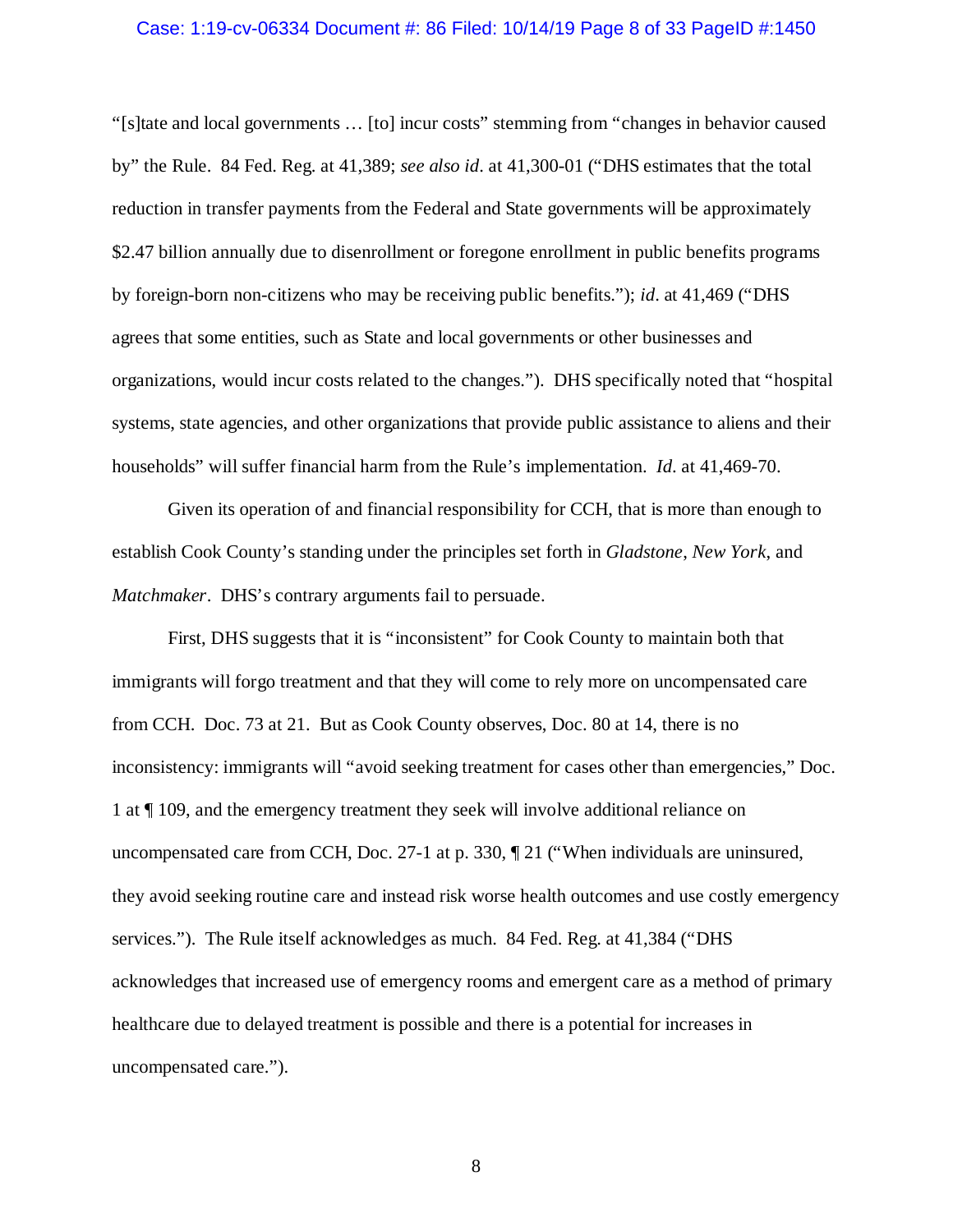"[s]tate and local governments … [to] incur costs" stemming from "changes in behavior caused by" the Rule. 84 Fed. Reg. at 41,389; *see also id*. at 41,300-01 ("DHS estimates that the total reduction in transfer payments from the Federal and State governments will be approximately $2.47 billion annually due to disenrollment or foregone enrollment in public benefits programs by foreign-born non-citizens who may be receiving public benefits."); *id*. at 41,469 ("DHS agrees that some entities, such as State and local governments or other businesses and organizations, would incur costs related to the changes."). DHS specifically noted that "hospital systems, state agencies, and other organizations that provide public assistance to aliens and their households" will suffer financial harm from the Rule's implementation. *Id*. at 41,469-70.

Given its operation of and financial responsibility for CCH, that is more than enough to establish Cook County's standing under the principles set forth in *Gladstone*, *New York*, and *Matchmaker*. DHS's contrary arguments fail to persuade.

First, DHS suggests that it is "inconsistent" for Cook County to maintain both that immigrants will forgo treatment and that they will come to rely more on uncompensated care from CCH. Doc. 73 at 21. But as Cook County observes, Doc. 80 at 14, there is no inconsistency: immigrants will "avoid seeking treatment for cases other than emergencies," Doc. 1 at ¶ 109, and the emergency treatment they seek will involve additional reliance on uncompensated care from CCH, Doc. 27-1 at p. 330, ¶ 21 ("When individuals are uninsured, they avoid seeking routine care and instead risk worse health outcomes and use costly emergency services."). The Rule itself acknowledges as much. 84 Fed. Reg. at 41,384 ("DHS acknowledges that increased use of emergency rooms and emergent care as a method of primary healthcare due to delayed treatment is possible and there is a potential for increases in uncompensated care.").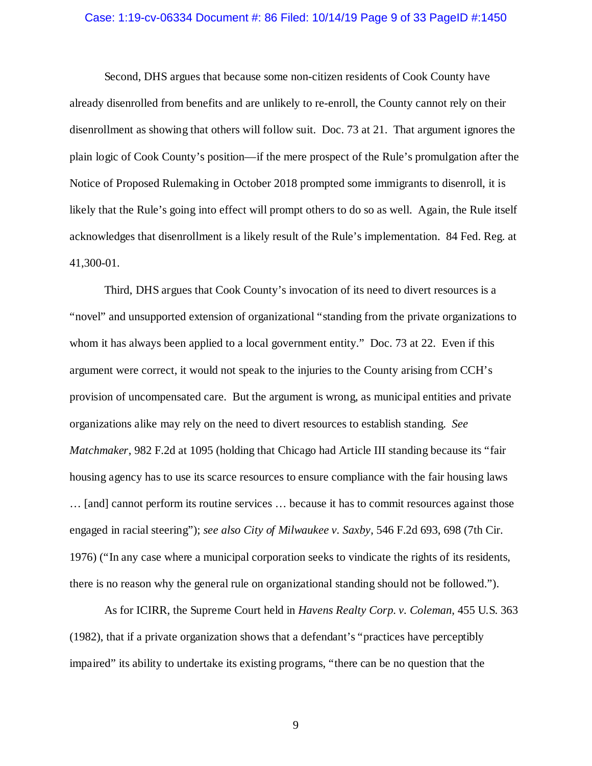Second, DHS argues that because some non-citizen residents of Cook County have already disenrolled from benefits and are unlikely to re-enroll, the County cannot rely on their disenrollment as showing that others will follow suit. Doc. 73 at 21. That argument ignores the plain logic of Cook County's position—if the mere prospect of the Rule's promulgation after the Notice of Proposed Rulemaking in October 2018 prompted some immigrants to disenroll, it is likely that the Rule's going into effect will prompt others to do so as well. Again, the Rule itself acknowledges that disenrollment is a likely result of the Rule's implementation. 84 Fed. Reg. at 41,300-01.

Third, DHS argues that Cook County's invocation of its need to divert resources is a "novel" and unsupported extension of organizational "standing from the private organizations to whom it has always been applied to a local government entity." Doc. 73 at 22. Even if this argument were correct, it would not speak to the injuries to the County arising from CCH's provision of uncompensated care. But the argument is wrong, as municipal entities and private organizations alike may rely on the need to divert resources to establish standing. *See Matchmaker*, 982 F.2d at 1095 (holding that Chicago had Article III standing because its "fair housing agency has to use its scarce resources to ensure compliance with the fair housing laws … [and] cannot perform its routine services … because it has to commit resources against those engaged in racial steering"); *see also City of Milwaukee v. Saxby*, 546 F.2d 693, 698 (7th Cir. 1976) ("In any case where a municipal corporation seeks to vindicate the rights of its residents, there is no reason why the general rule on organizational standing should not be followed.").

As for ICIRR, the Supreme Court held in *Havens Realty Corp. v. Coleman*, 455 U.S. 363 (1982), that if a private organization shows that a defendant's "practices have perceptibly impaired" its ability to undertake its existing programs, "there can be no question that the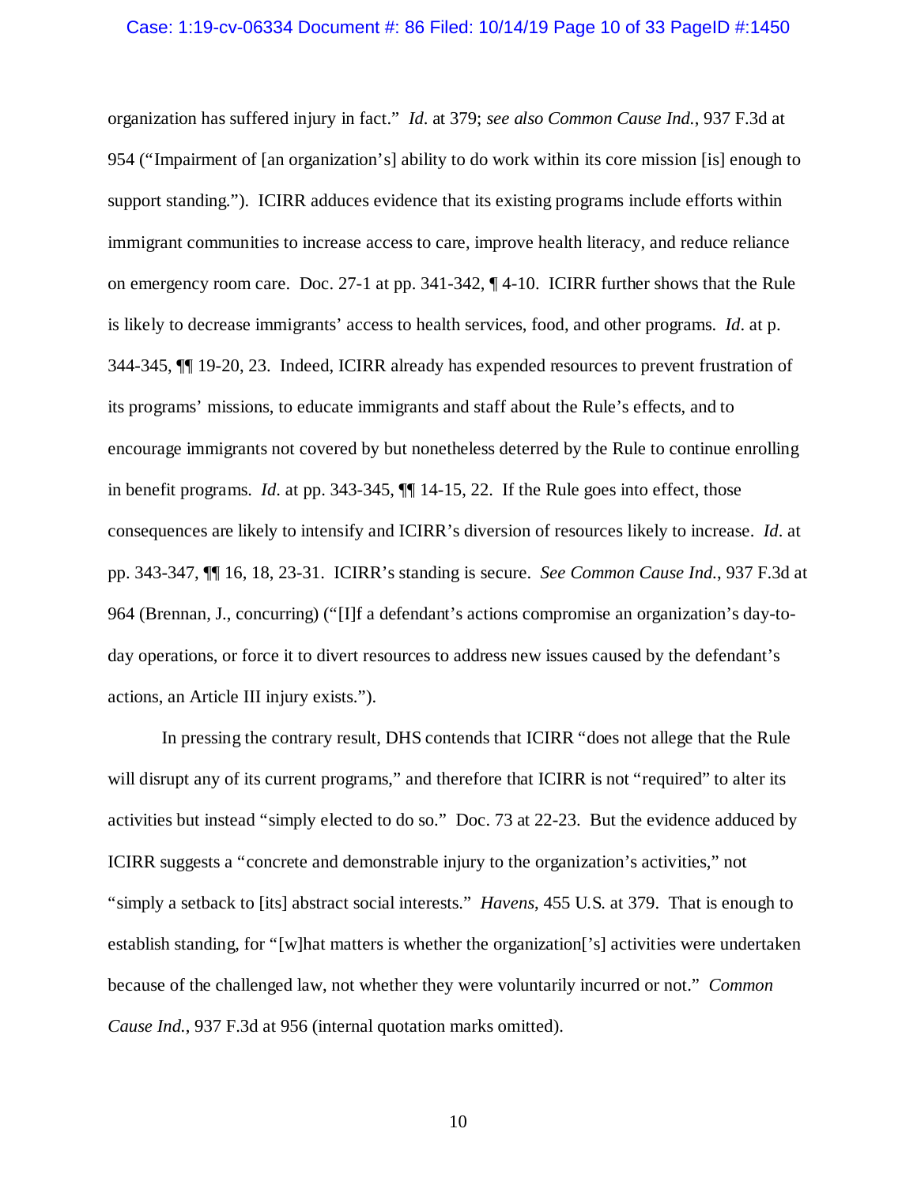organization has suffered injury in fact." *Id.* at 379; *see also Common Cause Ind.*, 937 F.3d at 954 ("Impairment of [an organization's] ability to do work within its core mission [is] enough to support standing."). ICIRR adduces evidence that its existing programs include efforts within immigrant communities to increase access to care, improve health literacy, and reduce reliance on emergency room care. Doc. 27-1 at pp. 341-342, ¶ 4-10. ICIRR further shows that the Rule is likely to decrease immigrants' access to health services, food, and other programs. *Id.* at p. 344-345, ¶¶ 19-20, 23. Indeed, ICIRR already has expended resources to prevent frustration of its programs' missions, to educate immigrants and staff about the Rule's effects, and to encourage immigrants not covered by but nonetheless deterred by the Rule to continue enrolling in benefit programs. *Id.* at pp. 343-345, ¶¶ 14-15, 22. If the Rule goes into effect, those consequences are likely to intensify and ICIRR's diversion of resources likely to increase. *Id.* at pp. 343-347, ¶¶ 16, 18, 23-31. ICIRR's standing is secure. *See Common Cause Ind.*, 937 F.3d at 964 (Brennan, J., concurring) ("[I]f a defendant's actions compromise an organization's day-to-day operations, or force it to divert resources to address new issues caused by the defendant's actions, an Article III injury exists.").

In pressing the contrary result, DHS contends that ICIRR "does not allege that the Rule will disrupt any of its current programs," and therefore that ICIRR is not "required" to alter its activities but instead "simply elected to do so." Doc. 73 at 22-23. But the evidence adduced by ICIRR suggests a "concrete and demonstrable injury to the organization's activities," not "simply a setback to [its] abstract social interests." *Havens*, 455 U.S. at 379. That is enough to establish standing, for "[w]hat matters is whether the organization['s] activities were undertaken because of the challenged law, not whether they were voluntarily incurred or not." *Common Cause Ind.*, 937 F.3d at 956 (internal quotation marks omitted).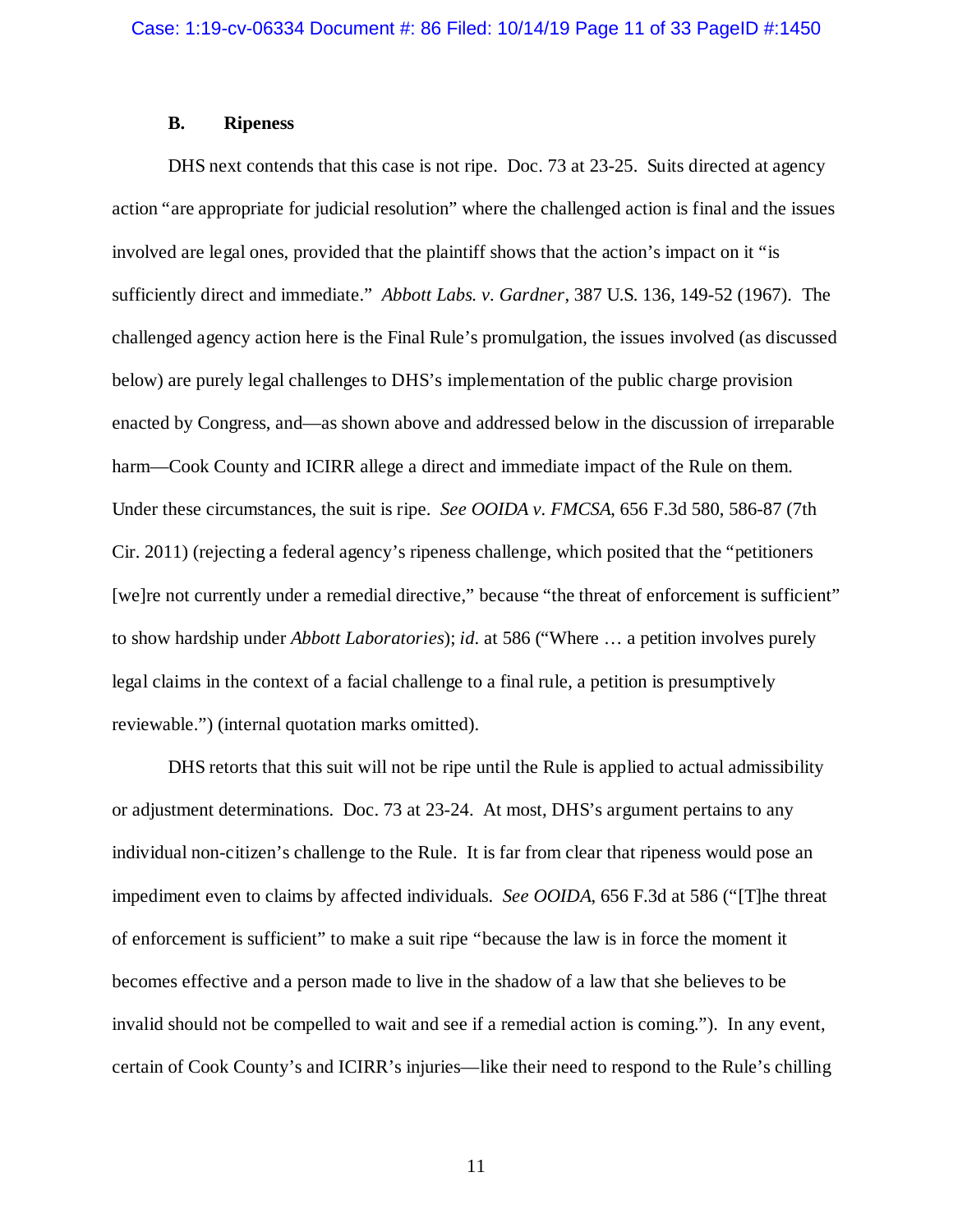### B. Ripeness

DHS next contends that this case is not ripe. Doc. 73 at 23-25. Suits directed at agency action "are appropriate for judicial resolution" where the challenged action is final and the issues involved are legal ones, provided that the plaintiff shows that the action's impact on it "is sufficiently direct and immediate." *Abbott Labs. v. Gardner*, 387 U.S. 136, 149-52 (1967). The challenged agency action here is the Final Rule's promulgation, the issues involved (as discussed below) are purely legal challenges to DHS's implementation of the public charge provision enacted by Congress, and—as shown above and addressed below in the discussion of irreparable harm—Cook County and ICIRR allege a direct and immediate impact of the Rule on them. Under these circumstances, the suit is ripe. *See OOIDA v. FMCSA*, 656 F.3d 580, 586-87 (7th Cir. 2011) (rejecting a federal agency's ripeness challenge, which posited that the "petitioners [we]re not currently under a remedial directive," because "the threat of enforcement is sufficient" to show hardship under *Abbott Laboratories*); *id.* at 586 ("Where … a petition involves purely legal claims in the context of a facial challenge to a final rule, a petition is presumptively reviewable.") (internal quotation marks omitted).

DHS retorts that this suit will not be ripe until the Rule is applied to actual admissibility or adjustment determinations. Doc. 73 at 23-24. At most, DHS's argument pertains to any individual non-citizen's challenge to the Rule. It is far from clear that ripeness would pose an impediment even to claims by affected individuals. *See OOIDA*, 656 F.3d at 586 ("[T]he threat of enforcement is sufficient" to make a suit ripe "because the law is in force the moment it becomes effective and a person made to live in the shadow of a law that she believes to be invalid should not be compelled to wait and see if a remedial action is coming."). In any event, certain of Cook County's and ICIRR's injuries—like their need to respond to the Rule's chilling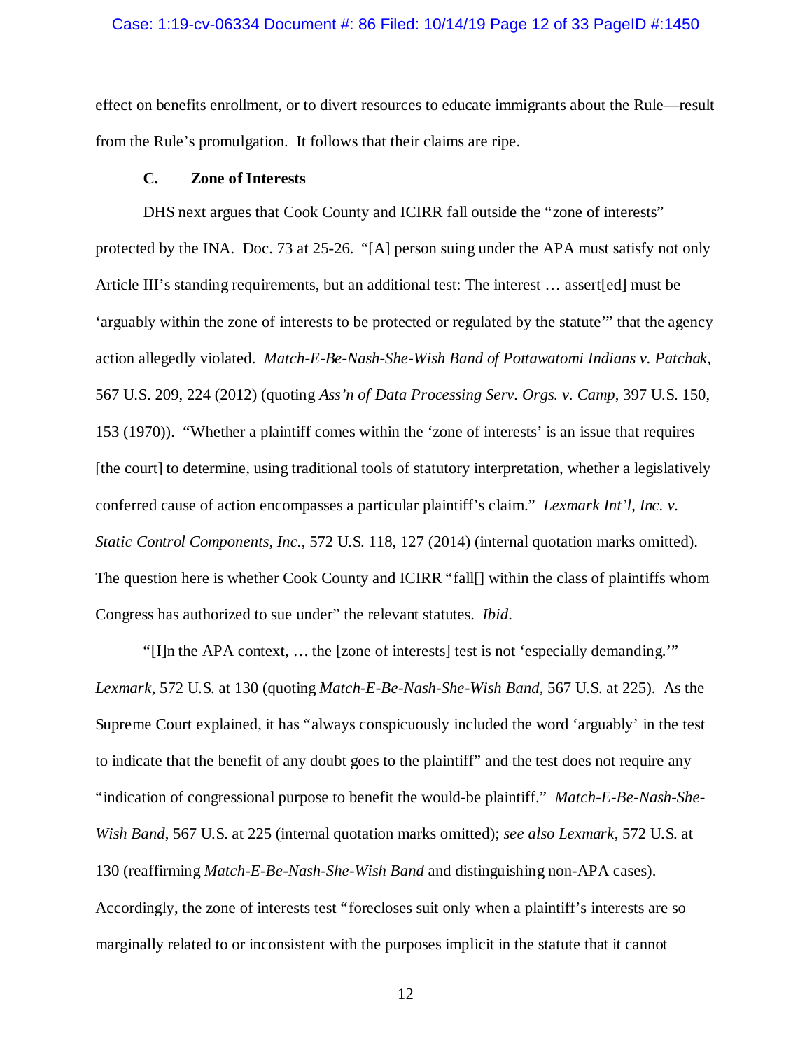effect on benefits enrollment, or to divert resources to educate immigrants about the Rule—result from the Rule's promulgation. It follows that their claims are ripe.

### C. Zone of Interests

DHS next argues that Cook County and ICIRR fall outside the "zone of interests" protected by the INA. Doc. 73 at 25-26. "[A] person suing under the APA must satisfy not only Article III's standing requirements, but an additional test: The interest … assert[ed] must be 'arguably within the zone of interests to be protected or regulated by the statute'" that the agency action allegedly violated. *Match-E-Be-Nash-She-Wish Band of Pottawatomi Indians v. Patchak*, 567 U.S. 209, 224 (2012) (quoting *Ass'n of Data Processing Serv. Orgs. v. Camp*, 397 U.S. 150, 153 (1970)). "Whether a plaintiff comes within the 'zone of interests' is an issue that requires [the court] to determine, using traditional tools of statutory interpretation, whether a legislatively conferred cause of action encompasses a particular plaintiff's claim." *Lexmark Int'l, Inc. v. Static Control Components, Inc.*, 572 U.S. 118, 127 (2014) (internal quotation marks omitted). The question here is whether Cook County and ICIRR "fall[] within the class of plaintiffs whom Congress has authorized to sue under" the relevant statutes. *Ibid*.

"[I]n the APA context, … the [zone of interests] test is not 'especially demanding.'" *Lexmark*, 572 U.S. at 130 (quoting *Match-E-Be-Nash-She-Wish Band*, 567 U.S. at 225). As the Supreme Court explained, it has "always conspicuously included the word 'arguably' in the test to indicate that the benefit of any doubt goes to the plaintiff" and the test does not require any "indication of congressional purpose to benefit the would-be plaintiff." *Match-E-Be-Nash-She-Wish Band*, 567 U.S. at 225 (internal quotation marks omitted); *see also Lexmark*, 572 U.S. at 130 (reaffirming *Match-E-Be-Nash-She-Wish Band* and distinguishing non-APA cases). Accordingly, the zone of interests test "forecloses suit only when a plaintiff's interests are so marginally related to or inconsistent with the purposes implicit in the statute that it cannot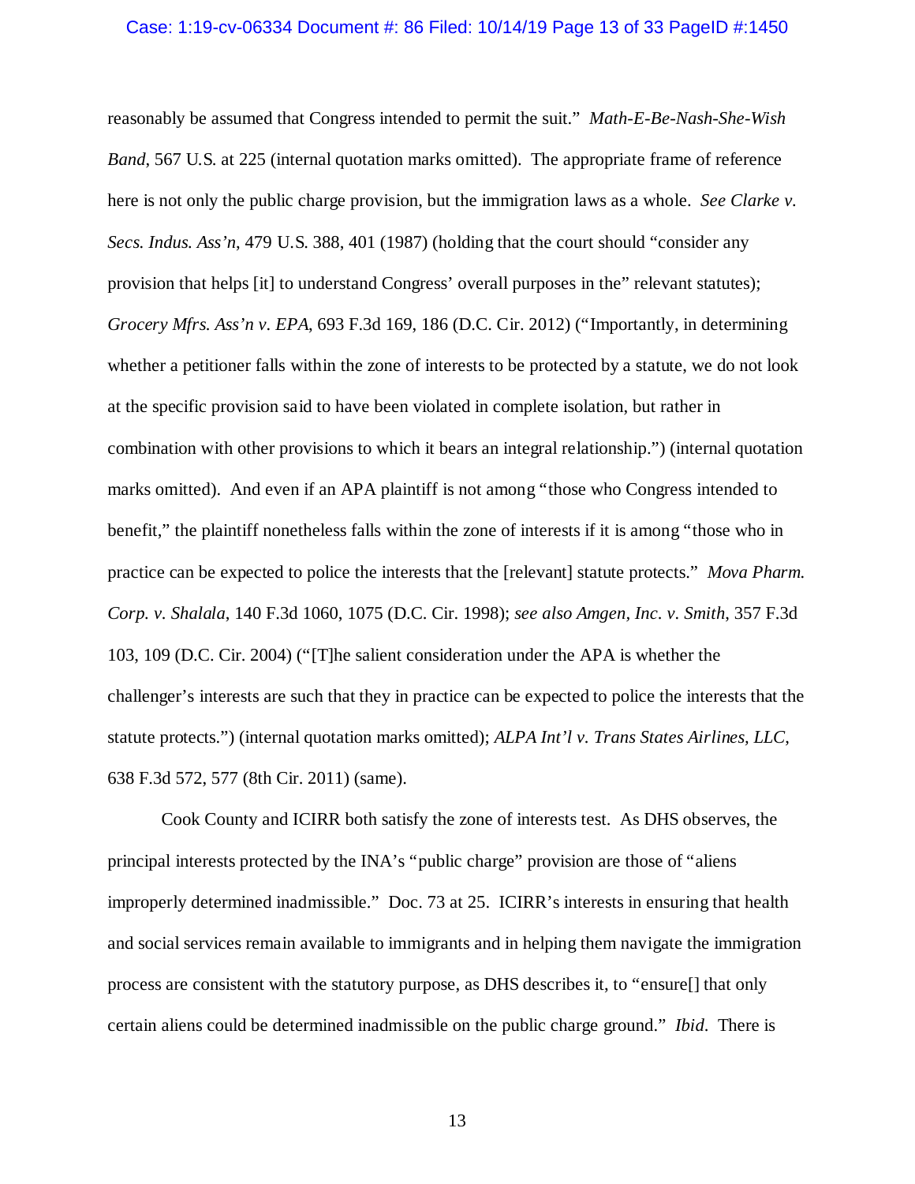reasonably be assumed that Congress intended to permit the suit." *Math-E-Be-Nash-She-Wish Band*, 567 U.S. at 225 (internal quotation marks omitted). The appropriate frame of reference here is not only the public charge provision, but the immigration laws as a whole. *See Clarke v. Secs. Indus. Ass'n*, 479 U.S. 388, 401 (1987) (holding that the court should "consider any provision that helps [it] to understand Congress' overall purposes in the" relevant statutes); *Grocery Mfrs. Ass'n v. EPA*, 693 F.3d 169, 186 (D.C. Cir. 2012) ("Importantly, in determining whether a petitioner falls within the zone of interests to be protected by a statute, we do not look at the specific provision said to have been violated in complete isolation, but rather in combination with other provisions to which it bears an integral relationship.") (internal quotation marks omitted). And even if an APA plaintiff is not among "those who Congress intended to benefit," the plaintiff nonetheless falls within the zone of interests if it is among "those who in practice can be expected to police the interests that the [relevant] statute protects." *Mova Pharm. Corp. v. Shalala*, 140 F.3d 1060, 1075 (D.C. Cir. 1998); *see also Amgen, Inc. v. Smith*, 357 F.3d 103, 109 (D.C. Cir. 2004) ("[T]he salient consideration under the APA is whether the challenger's interests are such that they in practice can be expected to police the interests that the statute protects.") (internal quotation marks omitted); *ALPA Int'l v. Trans States Airlines, LLC*, 638 F.3d 572, 577 (8th Cir. 2011) (same).

Cook County and ICIRR both satisfy the zone of interests test. As DHS observes, the principal interests protected by the INA's "public charge" provision are those of "aliens improperly determined inadmissible." Doc. 73 at 25. ICIRR's interests in ensuring that health and social services remain available to immigrants and in helping them navigate the immigration process are consistent with the statutory purpose, as DHS describes it, to "ensure[] that only certain aliens could be determined inadmissible on the public charge ground." *Ibid*. There is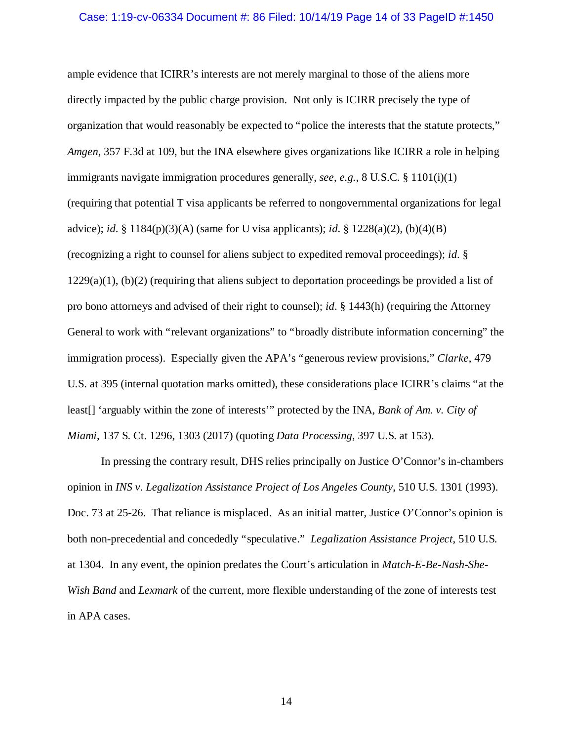ample evidence that ICIRR's interests are not merely marginal to those of the aliens more directly impacted by the public charge provision. Not only is ICIRR precisely the type of organization that would reasonably be expected to "police the interests that the statute protects," *Amgen*, 357 F.3d at 109, but the INA elsewhere gives organizations like ICIRR a role in helping immigrants navigate immigration procedures generally, *see*, *e.g.*, 8 U.S.C. § 1101(i)(1) (requiring that potential T visa applicants be referred to nongovernmental organizations for legal advice); *id*. § 1184(p)(3)(A) (same for U visa applicants); *id*. § 1228(a)(2), (b)(4)(B) (recognizing a right to counsel for aliens subject to expedited removal proceedings); *id*. § 1229(a)(1), (b)(2) (requiring that aliens subject to deportation proceedings be provided a list of pro bono attorneys and advised of their right to counsel); *id*. § 1443(h) (requiring the Attorney General to work with "relevant organizations" to "broadly distribute information concerning" the immigration process). Especially given the APA's "generous review provisions," *Clarke*, 479 U.S. at 395 (internal quotation marks omitted), these considerations place ICIRR's claims "at the least[] 'arguably within the zone of interests'" protected by the INA, *Bank of Am. v. City of Miami*, 137 S. Ct. 1296, 1303 (2017) (quoting *Data Processing*, 397 U.S. at 153).

In pressing the contrary result, DHS relies principally on Justice O'Connor's in-chambers opinion in *INS v. Legalization Assistance Project of Los Angeles County*, 510 U.S. 1301 (1993). Doc. 73 at 25-26. That reliance is misplaced. As an initial matter, Justice O'Connor's opinion is both non-precedential and concededly "speculative." *Legalization Assistance Project*, 510 U.S. at 1304. In any event, the opinion predates the Court's articulation in *Match-E-Be-Nash-She-Wish Band* and *Lexmark* of the current, more flexible understanding of the zone of interests test in APA cases.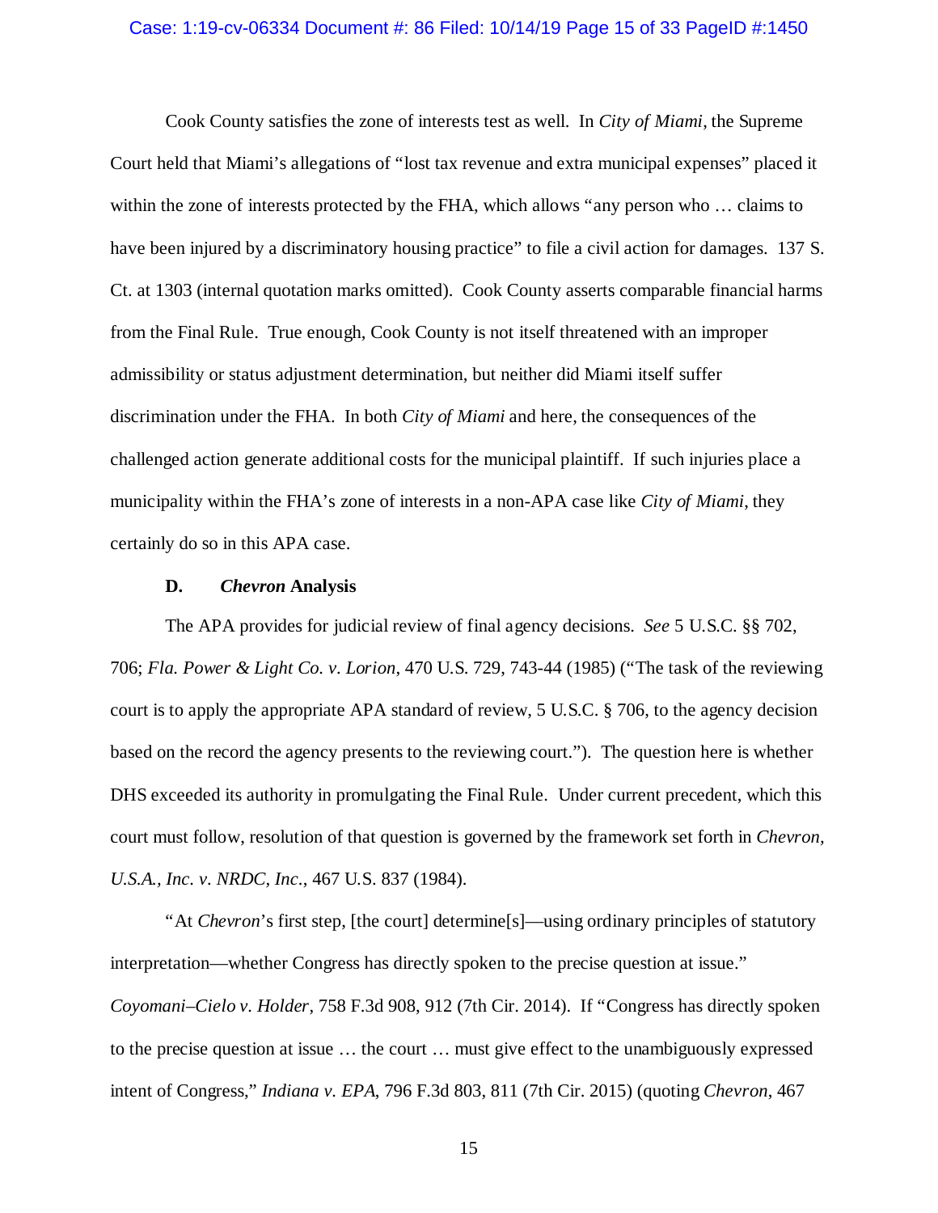Cook County satisfies the zone of interests test as well. In *City of Miami*, the Supreme Court held that Miami's allegations of "lost tax revenue and extra municipal expenses" placed it within the zone of interests protected by the FHA, which allows "any person who … claims to have been injured by a discriminatory housing practice" to file a civil action for damages. 137 S. Ct. at 1303 (internal quotation marks omitted). Cook County asserts comparable financial harms from the Final Rule. True enough, Cook County is not itself threatened with an improper admissibility or status adjustment determination, but neither did Miami itself suffer discrimination under the FHA. In both *City of Miami* and here, the consequences of the challenged action generate additional costs for the municipal plaintiff. If such injuries place a municipality within the FHA's zone of interests in a non-APA case like *City of Miami*, they certainly do so in this APA case.

### D. *Chevron* Analysis

The APA provides for judicial review of final agency decisions. *See* 5 U.S.C. §§ 702, 706; *Fla. Power & Light Co. v. Lorion*, 470 U.S. 729, 743-44 (1985) ("The task of the reviewing court is to apply the appropriate APA standard of review, 5 U.S.C. § 706, to the agency decision based on the record the agency presents to the reviewing court."). The question here is whether DHS exceeded its authority in promulgating the Final Rule. Under current precedent, which this court must follow, resolution of that question is governed by the framework set forth in *Chevron, U.S.A., Inc. v. NRDC, Inc.*, 467 U.S. 837 (1984).

"At *Chevron*'s first step, [the court] determine[s]—using ordinary principles of statutory interpretation—whether Congress has directly spoken to the precise question at issue." *Coyomani–Cielo v. Holder*, 758 F.3d 908, 912 (7th Cir. 2014). If "Congress has directly spoken to the precise question at issue … the court … must give effect to the unambiguously expressed intent of Congress," *Indiana v. EPA*, 796 F.3d 803, 811 (7th Cir. 2015) (quoting *Chevron*, 467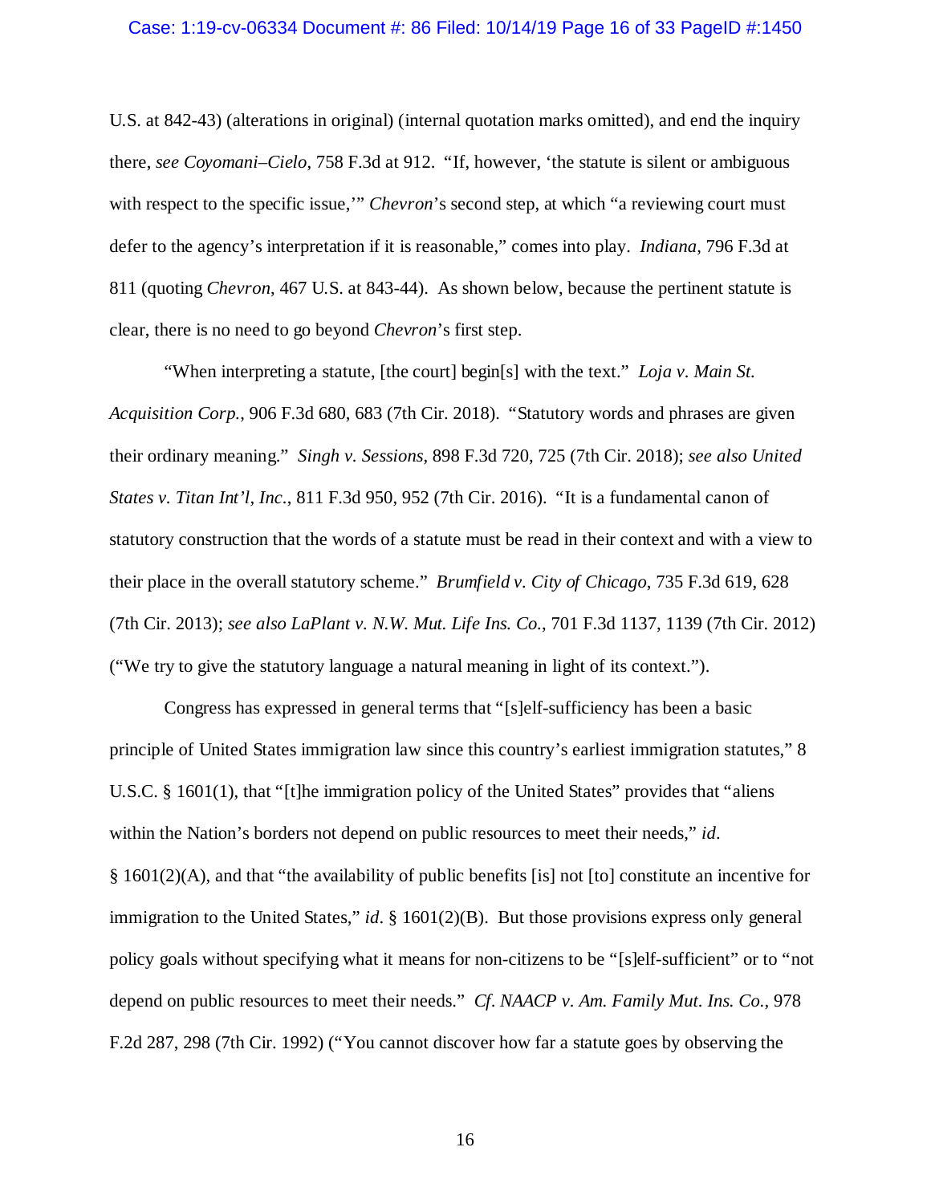U.S. at 842-43) (alterations in original) (internal quotation marks omitted), and end the inquiry there, *see Coyomani–Cielo*, 758 F.3d at 912. "If, however, 'the statute is silent or ambiguous with respect to the specific issue,'" *Chevron*'s second step, at which "a reviewing court must defer to the agency's interpretation if it is reasonable," comes into play. *Indiana*, 796 F.3d at 811 (quoting *Chevron*, 467 U.S. at 843-44). As shown below, because the pertinent statute is clear, there is no need to go beyond *Chevron*'s first step.

"When interpreting a statute, [the court] begin[s] with the text." *Loja v. Main St. Acquisition Corp.*, 906 F.3d 680, 683 (7th Cir. 2018). "Statutory words and phrases are given their ordinary meaning." *Singh v. Sessions*, 898 F.3d 720, 725 (7th Cir. 2018); *see also United States v. Titan Int'l, Inc.*, 811 F.3d 950, 952 (7th Cir. 2016). "It is a fundamental canon of statutory construction that the words of a statute must be read in their context and with a view to their place in the overall statutory scheme." *Brumfield v. City of Chicago*, 735 F.3d 619, 628 (7th Cir. 2013); *see also LaPlant v. N.W. Mut. Life Ins. Co.*, 701 F.3d 1137, 1139 (7th Cir. 2012) ("We try to give the statutory language a natural meaning in light of its context.").

Congress has expressed in general terms that "[s]elf-sufficiency has been a basic principle of United States immigration law since this country's earliest immigration statutes," 8 U.S.C. § 1601(1), that "[t]he immigration policy of the United States" provides that "aliens within the Nation's borders not depend on public resources to meet their needs," *id*. § 1601(2)(A), and that "the availability of public benefits [is] not [to] constitute an incentive for immigration to the United States," *id*. § 1601(2)(B). But those provisions express only general policy goals without specifying what it means for non-citizens to be "[s]elf-sufficient" or to "not depend on public resources to meet their needs." *Cf. NAACP v. Am. Family Mut. Ins. Co.*, 978 F.2d 287, 298 (7th Cir. 1992) ("You cannot discover how far a statute goes by observing the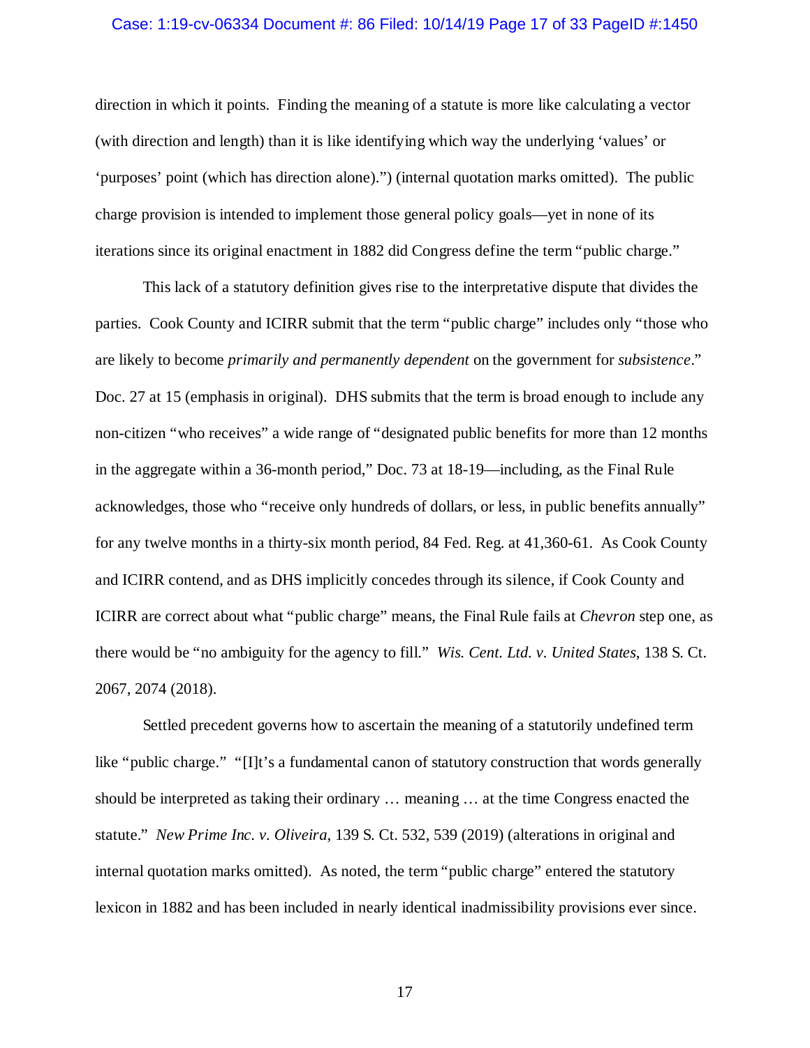direction in which it points. Finding the meaning of a statute is more like calculating a vector (with direction and length) than it is like identifying which way the underlying 'values' or 'purposes' point (which has direction alone).") (internal quotation marks omitted). The public charge provision is intended to implement those general policy goals—yet in none of its iterations since its original enactment in 1882 did Congress define the term "public charge."

This lack of a statutory definition gives rise to the interpretative dispute that divides the parties. Cook County and ICIRR submit that the term "public charge" includes only "those who are likely to become *primarily and permanently dependent* on the government for *subsistence*." Doc. 27 at 15 (emphasis in original). DHS submits that the term is broad enough to include any non-citizen "who receives" a wide range of "designated public benefits for more than 12 months in the aggregate within a 36-month period," Doc. 73 at 18-19—including, as the Final Rule acknowledges, those who "receive only hundreds of dollars, or less, in public benefits annually" for any twelve months in a thirty-six month period, 84 Fed. Reg. at 41,360-61. As Cook County and ICIRR contend, and as DHS implicitly concedes through its silence, if Cook County and ICIRR are correct about what "public charge" means, the Final Rule fails at *Chevron* step one, as there would be "no ambiguity for the agency to fill." *Wis. Cent. Ltd. v. United States*, 138 S. Ct. 2067, 2074 (2018).

Settled precedent governs how to ascertain the meaning of a statutorily undefined term like "public charge." "[I]t's a fundamental canon of statutory construction that words generally should be interpreted as taking their ordinary … meaning … at the time Congress enacted the statute." *New Prime Inc. v. Oliveira*, 139 S. Ct. 532, 539 (2019) (alterations in original and internal quotation marks omitted). As noted, the term "public charge" entered the statutory lexicon in 1882 and has been included in nearly identical inadmissibility provisions ever since.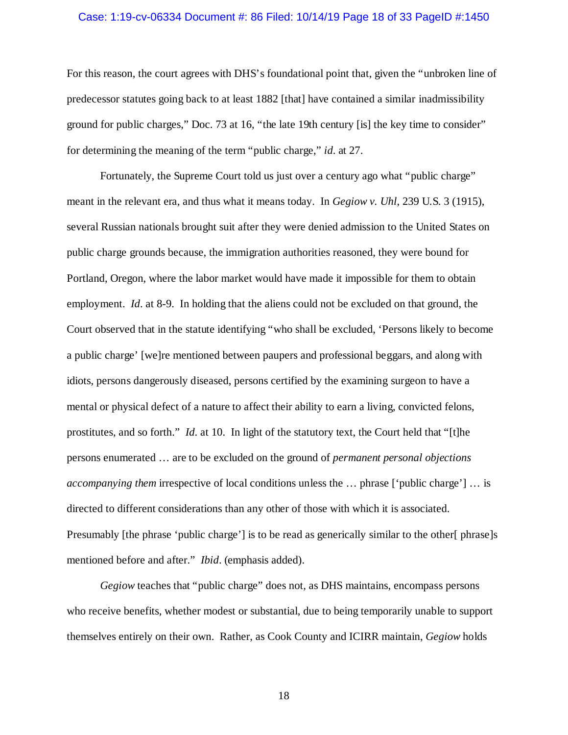For this reason, the court agrees with DHS's foundational point that, given the "unbroken line of predecessor statutes going back to at least 1882 [that] have contained a similar inadmissibility ground for public charges," Doc. 73 at 16, "the late 19th century [is] the key time to consider" for determining the meaning of the term "public charge," *id*. at 27.

Fortunately, the Supreme Court told us just over a century ago what "public charge" meant in the relevant era, and thus what it means today. In *Gegiow v. Uhl*, 239 U.S. 3 (1915), several Russian nationals brought suit after they were denied admission to the United States on public charge grounds because, the immigration authorities reasoned, they were bound for Portland, Oregon, where the labor market would have made it impossible for them to obtain employment. *Id*. at 8-9. In holding that the aliens could not be excluded on that ground, the Court observed that in the statute identifying "who shall be excluded, 'Persons likely to become a public charge' [we]re mentioned between paupers and professional beggars, and along with idiots, persons dangerously diseased, persons certified by the examining surgeon to have a mental or physical defect of a nature to affect their ability to earn a living, convicted felons, prostitutes, and so forth." *Id*. at 10. In light of the statutory text, the Court held that "[t]he persons enumerated … are to be excluded on the ground of *permanent personal objections accompanying them* irrespective of local conditions unless the … phrase ['public charge'] … is directed to different considerations than any other of those with which it is associated. Presumably [the phrase 'public charge'] is to be read as generically similar to the other[ phrase]s mentioned before and after." *Ibid*. (emphasis added).

*Gegiow* teaches that "public charge" does not, as DHS maintains, encompass persons who receive benefits, whether modest or substantial, due to being temporarily unable to support themselves entirely on their own. Rather, as Cook County and ICIRR maintain, *Gegiow* holds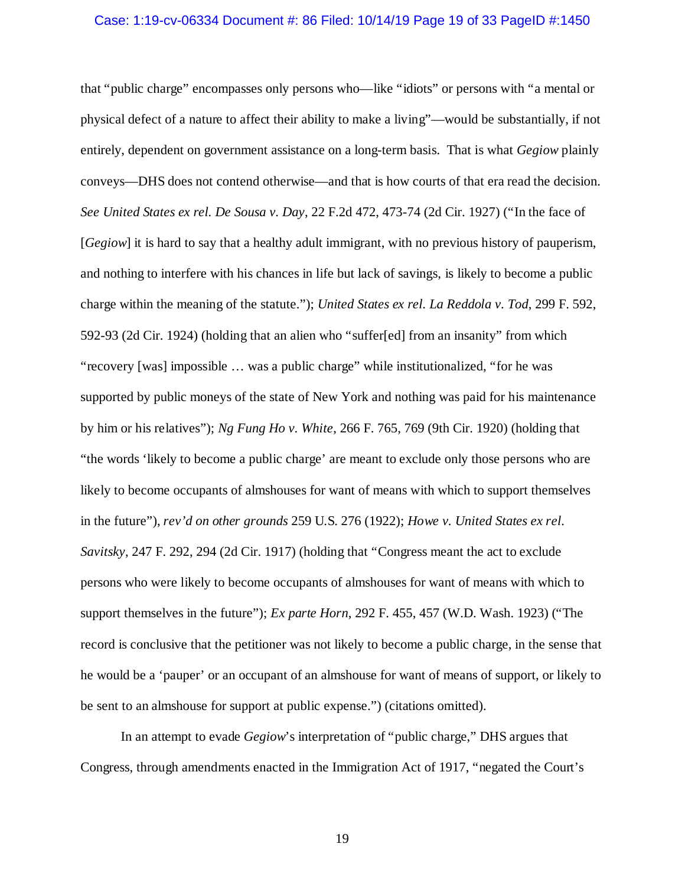that "public charge" encompasses only persons who—like "idiots" or persons with "a mental or physical defect of a nature to affect their ability to make a living"—would be substantially, if not entirely, dependent on government assistance on a long-term basis. That is what *Gegiow* plainly conveys—DHS does not contend otherwise—and that is how courts of that era read the decision. *See United States ex rel. De Sousa v. Day*, 22 F.2d 472, 473-74 (2d Cir. 1927) ("In the face of [*Gegiow*] it is hard to say that a healthy adult immigrant, with no previous history of pauperism, and nothing to interfere with his chances in life but lack of savings, is likely to become a public charge within the meaning of the statute."); *United States ex rel. La Reddola v. Tod*, 299 F. 592, 592-93 (2d Cir. 1924) (holding that an alien who "suffer[ed] from an insanity" from which "recovery [was] impossible … was a public charge" while institutionalized, "for he was supported by public moneys of the state of New York and nothing was paid for his maintenance by him or his relatives"); *Ng Fung Ho v. White*, 266 F. 765, 769 (9th Cir. 1920) (holding that "the words 'likely to become a public charge' are meant to exclude only those persons who are likely to become occupants of almshouses for want of means with which to support themselves in the future"), *rev'd on other grounds* 259 U.S. 276 (1922); *Howe v. United States ex rel. Savitsky*, 247 F. 292, 294 (2d Cir. 1917) (holding that "Congress meant the act to exclude persons who were likely to become occupants of almshouses for want of means with which to support themselves in the future"); *Ex parte Horn*, 292 F. 455, 457 (W.D. Wash. 1923) ("The record is conclusive that the petitioner was not likely to become a public charge, in the sense that he would be a 'pauper' or an occupant of an almshouse for want of means of support, or likely to be sent to an almshouse for support at public expense.") (citations omitted).

In an attempt to evade *Gegiow*'s interpretation of "public charge," DHS argues that Congress, through amendments enacted in the Immigration Act of 1917, "negated the Court's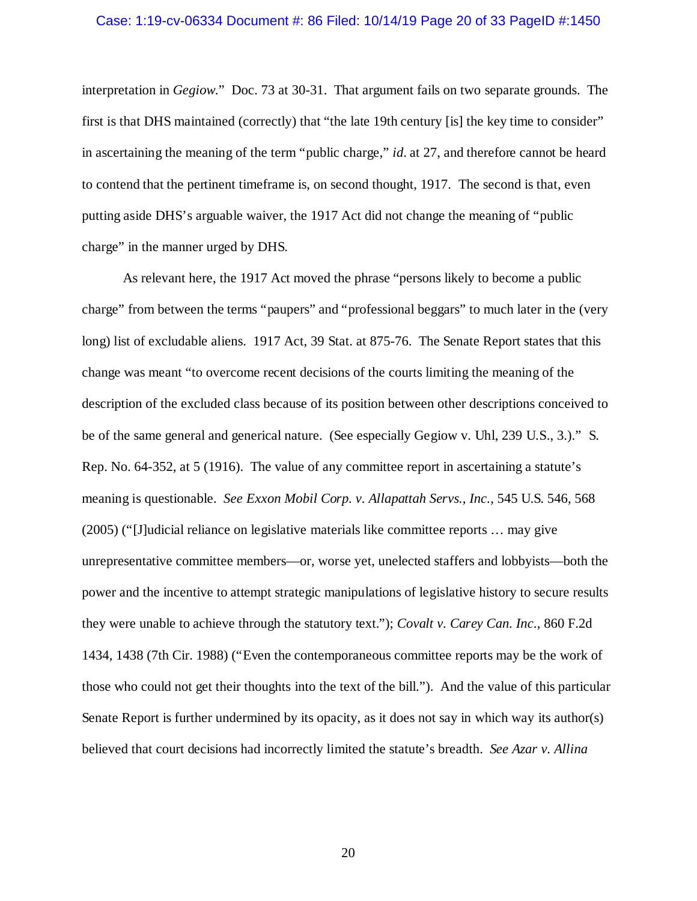interpretation in *Gegiow*." Doc. 73 at 30-31. That argument fails on two separate grounds. The first is that DHS maintained (correctly) that "the late 19th century [is] the key time to consider" in ascertaining the meaning of the term "public charge," *id.* at 27, and therefore cannot be heard to contend that the pertinent timeframe is, on second thought, 1917. The second is that, even putting aside DHS's arguable waiver, the 1917 Act did not change the meaning of "public charge" in the manner urged by DHS.

As relevant here, the 1917 Act moved the phrase "persons likely to become a public charge" from between the terms "paupers" and "professional beggars" to much later in the (very long) list of excludable aliens. 1917 Act, 39 Stat. at 875-76. The Senate Report states that this change was meant "to overcome recent decisions of the courts limiting the meaning of the description of the excluded class because of its position between other descriptions conceived to be of the same general and generical nature. (See especially Gegiow v. Uhl, 239 U.S., 3.)." S. Rep. No. 64-352, at 5 (1916). The value of any committee report in ascertaining a statute's meaning is questionable. *See Exxon Mobil Corp. v. Allapattah Servs., Inc.*, 545 U.S. 546, 568 (2005) ("[J]udicial reliance on legislative materials like committee reports … may give unrepresentative committee members—or, worse yet, unelected staffers and lobbyists—both the power and the incentive to attempt strategic manipulations of legislative history to secure results they were unable to achieve through the statutory text."); *Covalt v. Carey Can. Inc.*, 860 F.2d 1434, 1438 (7th Cir. 1988) ("Even the contemporaneous committee reports may be the work of those who could not get their thoughts into the text of the bill."). And the value of this particular Senate Report is further undermined by its opacity, as it does not say in which way its author(s) believed that court decisions had incorrectly limited the statute's breadth. *See Azar v. Allina*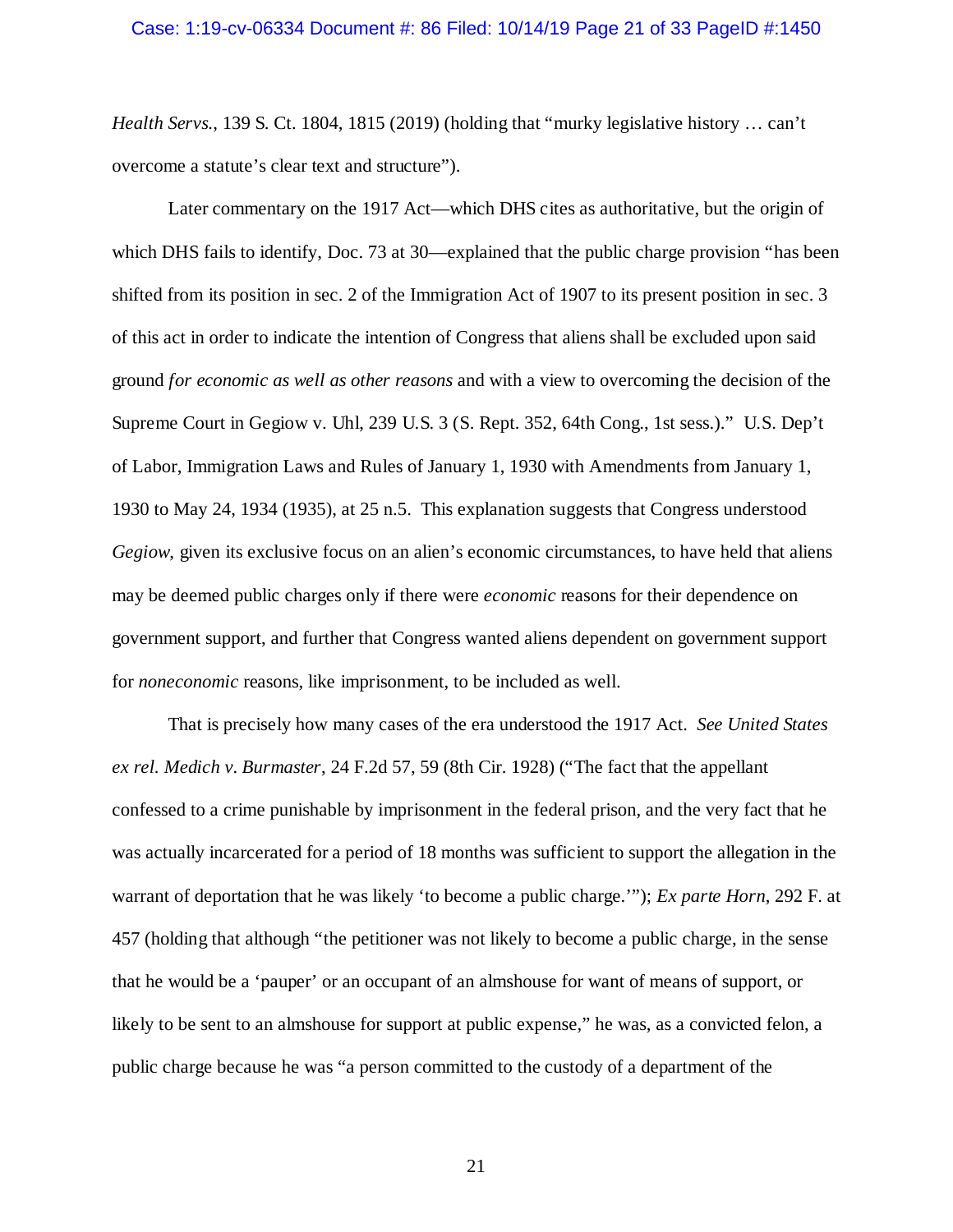*Health Servs.*, 139 S. Ct. 1804, 1815 (2019) (holding that "murky legislative history … can't overcome a statute's clear text and structure").

Later commentary on the 1917 Act—which DHS cites as authoritative, but the origin of which DHS fails to identify, Doc. 73 at 30—explained that the public charge provision "has been shifted from its position in sec. 2 of the Immigration Act of 1907 to its present position in sec. 3 of this act in order to indicate the intention of Congress that aliens shall be excluded upon said ground *for economic as well as other reasons* and with a view to overcoming the decision of the Supreme Court in Gegiow v. Uhl, 239 U.S. 3 (S. Rept. 352, 64th Cong., 1st sess.)." U.S. Dep't of Labor, Immigration Laws and Rules of January 1, 1930 with Amendments from January 1, 1930 to May 24, 1934 (1935), at 25 n.5. This explanation suggests that Congress understood *Gegiow*, given its exclusive focus on an alien's economic circumstances, to have held that aliens may be deemed public charges only if there were *economic* reasons for their dependence on government support, and further that Congress wanted aliens dependent on government support for *noneconomic* reasons, like imprisonment, to be included as well.

That is precisely how many cases of the era understood the 1917 Act. *See United States ex rel. Medich v. Burmaster*, 24 F.2d 57, 59 (8th Cir. 1928) ("The fact that the appellant confessed to a crime punishable by imprisonment in the federal prison, and the very fact that he was actually incarcerated for a period of 18 months was sufficient to support the allegation in the warrant of deportation that he was likely 'to become a public charge.'"); *Ex parte Horn*, 292 F. at 457 (holding that although "the petitioner was not likely to become a public charge, in the sense that he would be a 'pauper' or an occupant of an almshouse for want of means of support, or likely to be sent to an almshouse for support at public expense," he was, as a convicted felon, a public charge because he was "a person committed to the custody of a department of the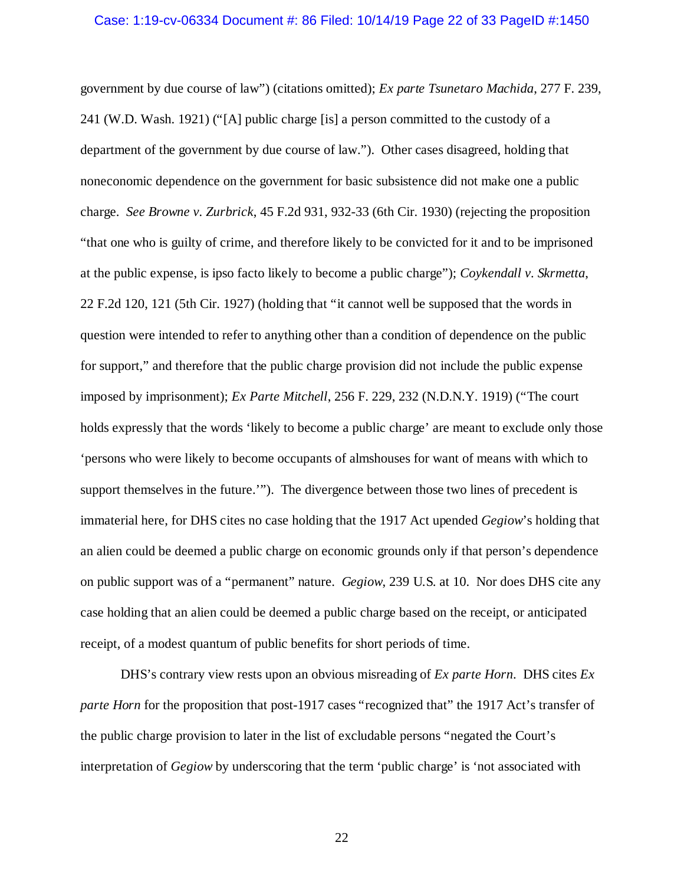government by due course of law") (citations omitted); *Ex parte Tsunetaro Machida*, 277 F. 239, 241 (W.D. Wash. 1921) ("[A] public charge [is] a person committed to the custody of a department of the government by due course of law."). Other cases disagreed, holding that noneconomic dependence on the government for basic subsistence did not make one a public charge. *See Browne v. Zurbrick*, 45 F.2d 931, 932-33 (6th Cir. 1930) (rejecting the proposition "that one who is guilty of crime, and therefore likely to be convicted for it and to be imprisoned at the public expense, is ipso facto likely to become a public charge"); *Coykendall v. Skrmetta*, 22 F.2d 120, 121 (5th Cir. 1927) (holding that "it cannot well be supposed that the words in question were intended to refer to anything other than a condition of dependence on the public for support," and therefore that the public charge provision did not include the public expense imposed by imprisonment); *Ex Parte Mitchell*, 256 F. 229, 232 (N.D.N.Y. 1919) ("The court holds expressly that the words 'likely to become a public charge' are meant to exclude only those 'persons who were likely to become occupants of almshouses for want of means with which to support themselves in the future.'"). The divergence between those two lines of precedent is immaterial here, for DHS cites no case holding that the 1917 Act upended *Gegiow*'s holding that an alien could be deemed a public charge on economic grounds only if that person's dependence on public support was of a "permanent" nature. *Gegiow*, 239 U.S. at 10. Nor does DHS cite any case holding that an alien could be deemed a public charge based on the receipt, or anticipated receipt, of a modest quantum of public benefits for short periods of time.

DHS's contrary view rests upon an obvious misreading of *Ex parte Horn*. DHS cites *Ex parte Horn* for the proposition that post-1917 cases "recognized that" the 1917 Act's transfer of the public charge provision to later in the list of excludable persons "negated the Court's interpretation of *Gegiow* by underscoring that the term 'public charge' is 'not associated with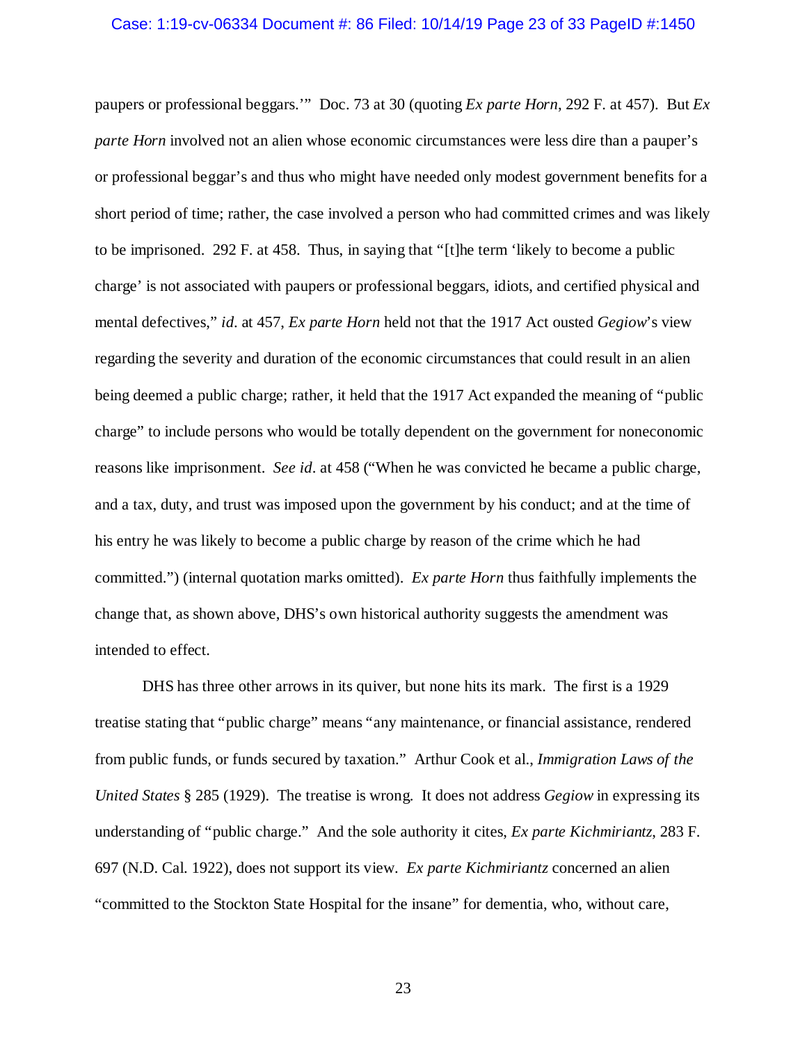paupers or professional beggars.'" Doc. 73 at 30 (quoting *Ex parte Horn*, 292 F. at 457). But *Ex parte Horn* involved not an alien whose economic circumstances were less dire than a pauper's or professional beggar's and thus who might have needed only modest government benefits for a short period of time; rather, the case involved a person who had committed crimes and was likely to be imprisoned. 292 F. at 458. Thus, in saying that "[t]he term 'likely to become a public charge' is not associated with paupers or professional beggars, idiots, and certified physical and mental defectives," *id*. at 457, *Ex parte Horn* held not that the 1917 Act ousted *Gegiow*'s view regarding the severity and duration of the economic circumstances that could result in an alien being deemed a public charge; rather, it held that the 1917 Act expanded the meaning of "public charge" to include persons who would be totally dependent on the government for noneconomic reasons like imprisonment. *See id*. at 458 ("When he was convicted he became a public charge, and a tax, duty, and trust was imposed upon the government by his conduct; and at the time of his entry he was likely to become a public charge by reason of the crime which he had committed.") (internal quotation marks omitted). *Ex parte Horn* thus faithfully implements the change that, as shown above, DHS's own historical authority suggests the amendment was intended to effect.

DHS has three other arrows in its quiver, but none hits its mark. The first is a 1929 treatise stating that "public charge" means "any maintenance, or financial assistance, rendered from public funds, or funds secured by taxation." Arthur Cook et al., *Immigration Laws of the United States* § 285 (1929). The treatise is wrong. It does not address *Gegiow* in expressing its understanding of "public charge." And the sole authority it cites, *Ex parte Kichmiriantz*, 283 F. 697 (N.D. Cal. 1922), does not support its view. *Ex parte Kichmiriantz* concerned an alien "committed to the Stockton State Hospital for the insane" for dementia, who, without care,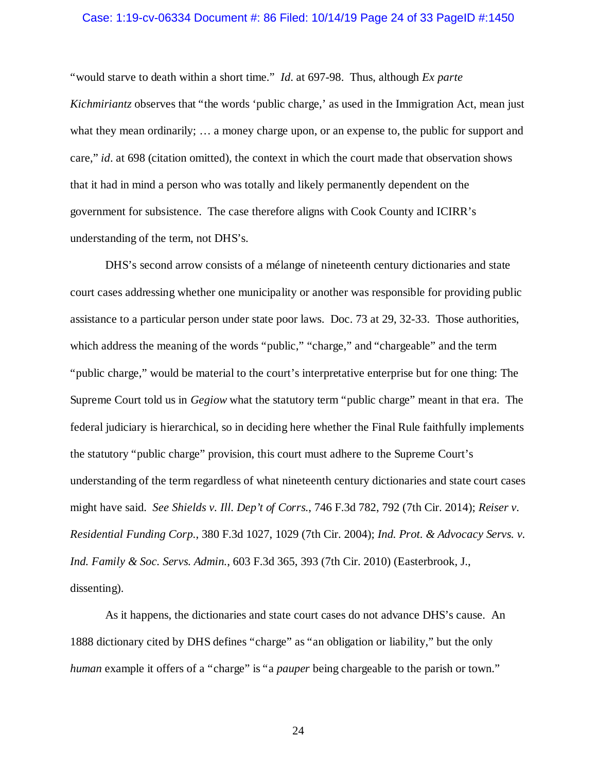"would starve to death within a short time." *Id*. at 697-98. Thus, although *Ex parte Kichmiriantz* observes that "the words 'public charge,' as used in the Immigration Act, mean just what they mean ordinarily; … a money charge upon, or an expense to, the public for support and care," *id*. at 698 (citation omitted), the context in which the court made that observation shows that it had in mind a person who was totally and likely permanently dependent on the government for subsistence. The case therefore aligns with Cook County and ICIRR's understanding of the term, not DHS's.

DHS's second arrow consists of a mélange of nineteenth century dictionaries and state court cases addressing whether one municipality or another was responsible for providing public assistance to a particular person under state poor laws. Doc. 73 at 29, 32-33. Those authorities, which address the meaning of the words "public," "charge," and "chargeable" and the term "public charge," would be material to the court's interpretative enterprise but for one thing: The Supreme Court told us in *Gegiow* what the statutory term "public charge" meant in that era. The federal judiciary is hierarchical, so in deciding here whether the Final Rule faithfully implements the statutory "public charge" provision, this court must adhere to the Supreme Court's understanding of the term regardless of what nineteenth century dictionaries and state court cases might have said. *See Shields v. Ill. Dep't of Corrs.*, 746 F.3d 782, 792 (7th Cir. 2014); *Reiser v. Residential Funding Corp.*, 380 F.3d 1027, 1029 (7th Cir. 2004); *Ind. Prot. & Advocacy Servs. v. Ind. Family & Soc. Servs. Admin.*, 603 F.3d 365, 393 (7th Cir. 2010) (Easterbrook, J., dissenting).

As it happens, the dictionaries and state court cases do not advance DHS's cause. An 1888 dictionary cited by DHS defines "charge" as "an obligation or liability," but the only *human* example it offers of a "charge" is "a *pauper* being chargeable to the parish or town."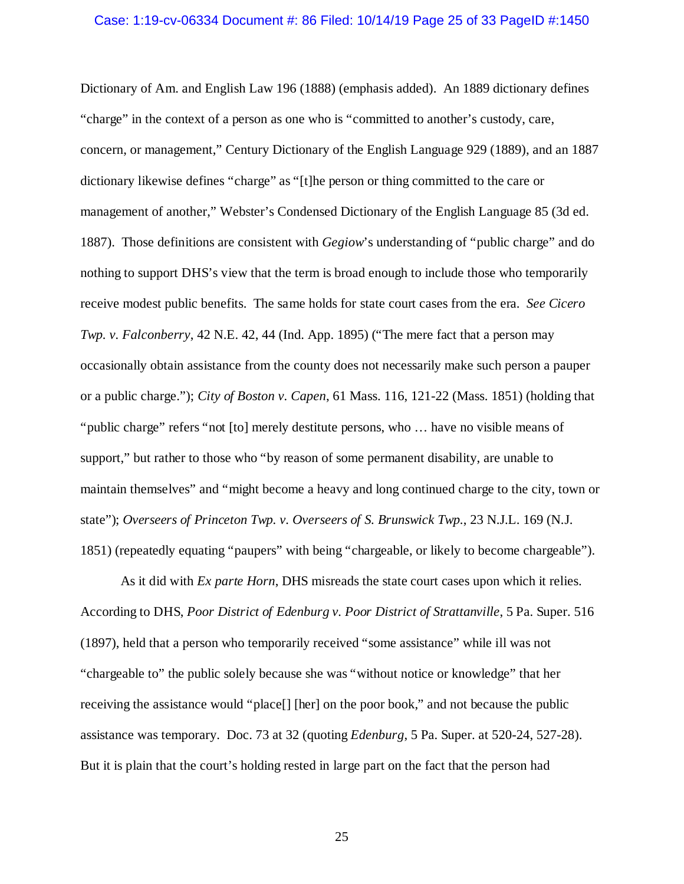Dictionary of Am. and English Law 196 (1888) (emphasis added). An 1889 dictionary defines "charge" in the context of a person as one who is "committed to another's custody, care, concern, or management," Century Dictionary of the English Language 929 (1889), and an 1887 dictionary likewise defines "charge" as "[t]he person or thing committed to the care or management of another," Webster's Condensed Dictionary of the English Language 85 (3d ed. 1887). Those definitions are consistent with *Gegiow*'s understanding of "public charge" and do nothing to support DHS's view that the term is broad enough to include those who temporarily receive modest public benefits. The same holds for state court cases from the era. *See Cicero Twp. v. Falconberry*, 42 N.E. 42, 44 (Ind. App. 1895) ("The mere fact that a person may occasionally obtain assistance from the county does not necessarily make such person a pauper or a public charge."); *City of Boston v. Capen*, 61 Mass. 116, 121-22 (Mass. 1851) (holding that "public charge" refers "not [to] merely destitute persons, who … have no visible means of support," but rather to those who "by reason of some permanent disability, are unable to maintain themselves" and "might become a heavy and long continued charge to the city, town or state"); *Overseers of Princeton Twp. v. Overseers of S. Brunswick Twp.*, 23 N.J.L. 169 (N.J. 1851) (repeatedly equating "paupers" with being "chargeable, or likely to become chargeable").

As it did with *Ex parte Horn*, DHS misreads the state court cases upon which it relies. According to DHS, *Poor District of Edenburg v. Poor District of Strattanville*, 5 Pa. Super. 516 (1897), held that a person who temporarily received "some assistance" while ill was not "chargeable to" the public solely because she was "without notice or knowledge" that her receiving the assistance would "place[] [her] on the poor book," and not because the public assistance was temporary. Doc. 73 at 32 (quoting *Edenburg*, 5 Pa. Super. at 520-24, 527-28). But it is plain that the court's holding rested in large part on the fact that the person had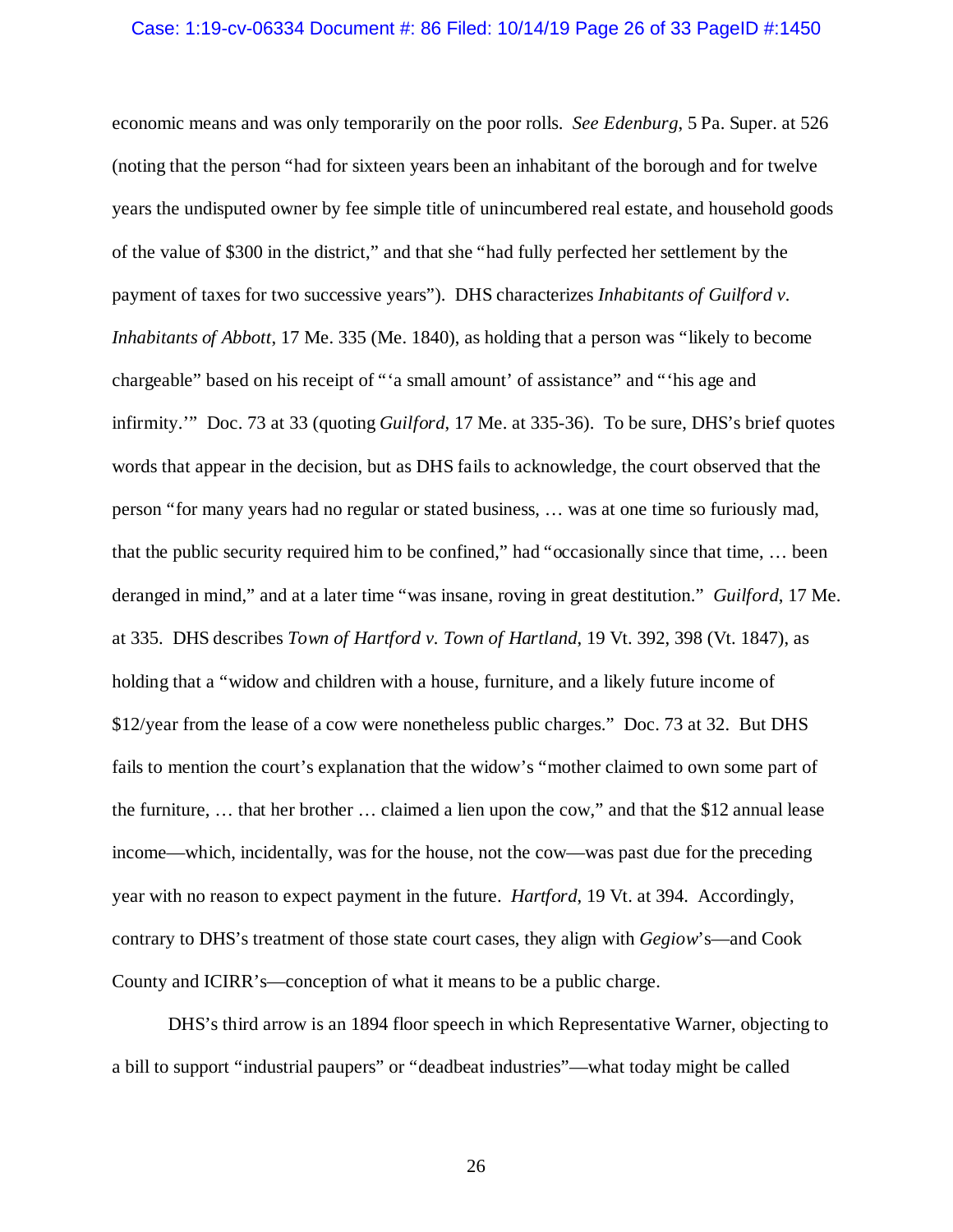economic means and was only temporarily on the poor rolls. *See Edenburg*, 5 Pa. Super. at 526 (noting that the person "had for sixteen years been an inhabitant of the borough and for twelve years the undisputed owner by fee simple title of unincumbered real estate, and household goods of the value of $300 in the district," and that she "had fully perfected her settlement by the payment of taxes for two successive years"). DHS characterizes *Inhabitants of Guilford v. Inhabitants of Abbott*, 17 Me. 335 (Me. 1840), as holding that a person was "likely to become chargeable" based on his receipt of "'a small amount' of assistance" and "'his age and infirmity.'" Doc. 73 at 33 (quoting *Guilford*, 17 Me. at 335-36). To be sure, DHS's brief quotes words that appear in the decision, but as DHS fails to acknowledge, the court observed that the person "for many years had no regular or stated business, … was at one time so furiously mad, that the public security required him to be confined," had "occasionally since that time, … been deranged in mind," and at a later time "was insane, roving in great destitution." *Guilford*, 17 Me. at 335. DHS describes *Town of Hartford v. Town of Hartland*, 19 Vt. 392, 398 (Vt. 1847), as holding that a "widow and children with a house, furniture, and a likely future income of $12/year from the lease of a cow were nonetheless public charges." Doc. 73 at 32. But DHS fails to mention the court's explanation that the widow's "mother claimed to own some part of the furniture, … that her brother … claimed a lien upon the cow," and that the $12 annual lease income—which, incidentally, was for the house, not the cow—was past due for the preceding year with no reason to expect payment in the future. *Hartford*, 19 Vt. at 394. Accordingly, contrary to DHS's treatment of those state court cases, they align with *Gegiow*'s—and Cook County and ICIRR's—conception of what it means to be a public charge.

DHS's third arrow is an 1894 floor speech in which Representative Warner, objecting to a bill to support "industrial paupers" or "deadbeat industries"—what today might be called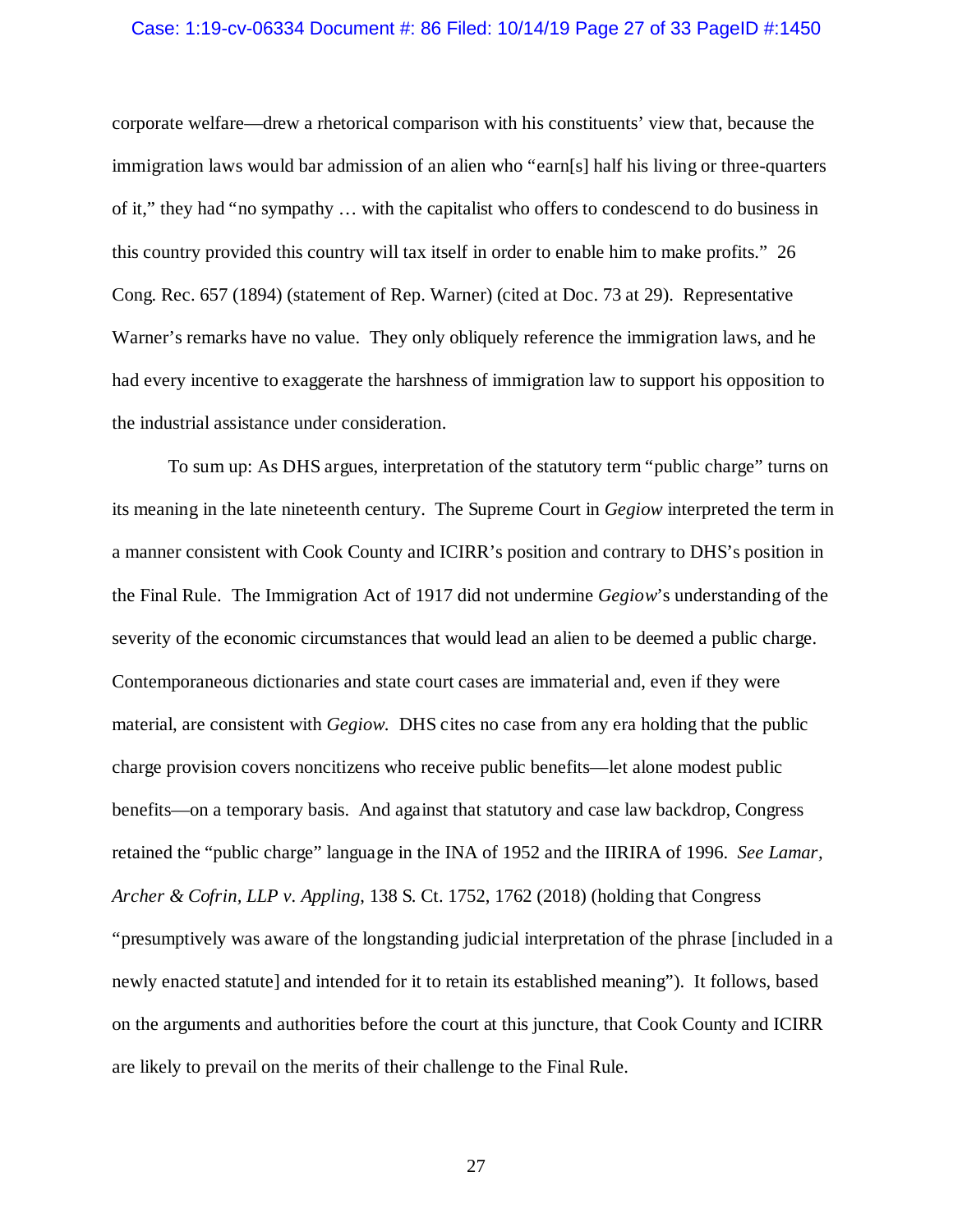corporate welfare—drew a rhetorical comparison with his constituents' view that, because the immigration laws would bar admission of an alien who "earn[s] half his living or three-quarters of it," they had "no sympathy … with the capitalist who offers to condescend to do business in this country provided this country will tax itself in order to enable him to make profits." 26 Cong. Rec. 657 (1894) (statement of Rep. Warner) (cited at Doc. 73 at 29). Representative Warner's remarks have no value. They only obliquely reference the immigration laws, and he had every incentive to exaggerate the harshness of immigration law to support his opposition to the industrial assistance under consideration.

To sum up: As DHS argues, interpretation of the statutory term "public charge" turns on its meaning in the late nineteenth century. The Supreme Court in *Gegiow* interpreted the term in a manner consistent with Cook County and ICIRR's position and contrary to DHS's position in the Final Rule. The Immigration Act of 1917 did not undermine *Gegiow*'s understanding of the severity of the economic circumstances that would lead an alien to be deemed a public charge. Contemporaneous dictionaries and state court cases are immaterial and, even if they were material, are consistent with *Gegiow*. DHS cites no case from any era holding that the public charge provision covers noncitizens who receive public benefits—let alone modest public benefits—on a temporary basis. And against that statutory and case law backdrop, Congress retained the "public charge" language in the INA of 1952 and the IIRIRA of 1996. *See Lamar, Archer & Cofrin, LLP v. Appling*, 138 S. Ct. 1752, 1762 (2018) (holding that Congress "presumptively was aware of the longstanding judicial interpretation of the phrase [included in a newly enacted statute] and intended for it to retain its established meaning"). It follows, based on the arguments and authorities before the court at this juncture, that Cook County and ICIRR are likely to prevail on the merits of their challenge to the Final Rule.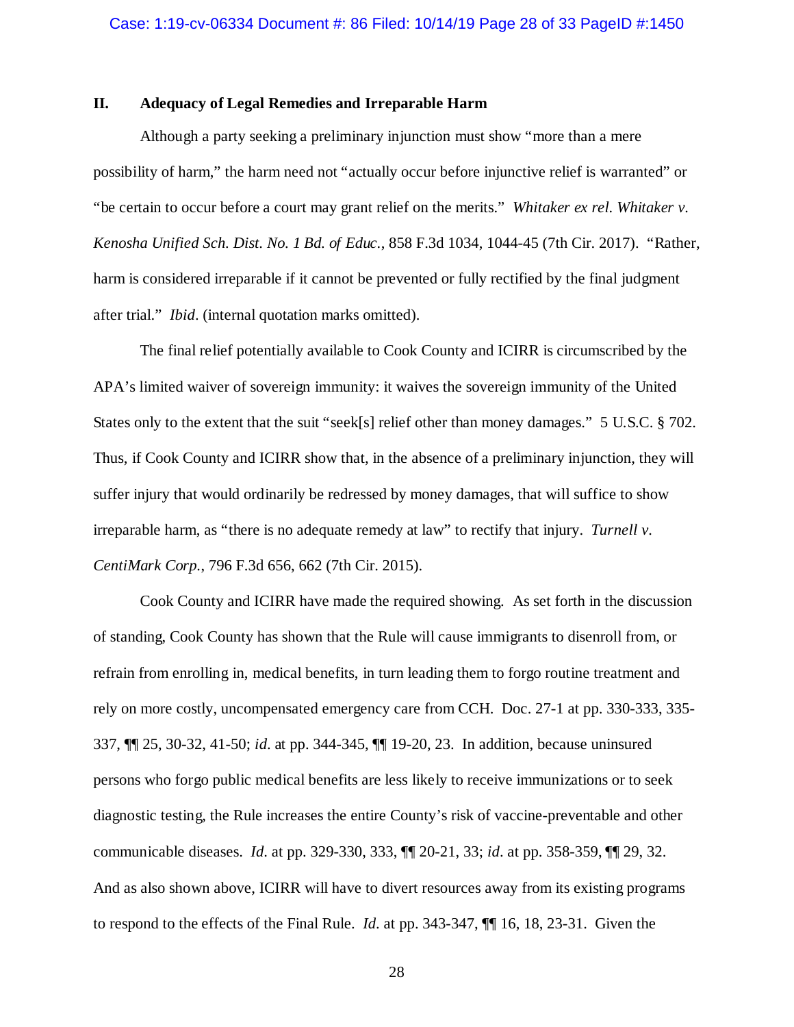## II. Adequacy of Legal Remedies and Irreparable Harm

Although a party seeking a preliminary injunction must show "more than a mere possibility of harm," the harm need not "actually occur before injunctive relief is warranted" or "be certain to occur before a court may grant relief on the merits." *Whitaker ex rel. Whitaker v. Kenosha Unified Sch. Dist. No. 1 Bd. of Educ.*, 858 F.3d 1034, 1044-45 (7th Cir. 2017). "Rather, harm is considered irreparable if it cannot be prevented or fully rectified by the final judgment after trial." *Ibid*. (internal quotation marks omitted).

The final relief potentially available to Cook County and ICIRR is circumscribed by the APA's limited waiver of sovereign immunity: it waives the sovereign immunity of the United States only to the extent that the suit "seek[s] relief other than money damages." 5 U.S.C. § 702. Thus, if Cook County and ICIRR show that, in the absence of a preliminary injunction, they will suffer injury that would ordinarily be redressed by money damages, that will suffice to show irreparable harm, as "there is no adequate remedy at law" to rectify that injury. *Turnell v. CentiMark Corp.*, 796 F.3d 656, 662 (7th Cir. 2015).

Cook County and ICIRR have made the required showing. As set forth in the discussion of standing, Cook County has shown that the Rule will cause immigrants to disenroll from, or refrain from enrolling in, medical benefits, in turn leading them to forgo routine treatment and rely on more costly, uncompensated emergency care from CCH. Doc. 27-1 at pp. 330-333, 335-337, ¶¶ 25, 30-32, 41-50; *id*. at pp. 344-345, ¶¶ 19-20, 23. In addition, because uninsured persons who forgo public medical benefits are less likely to receive immunizations or to seek diagnostic testing, the Rule increases the entire County's risk of vaccine-preventable and other communicable diseases. *Id*. at pp. 329-330, 333, ¶¶ 20-21, 33; *id*. at pp. 358-359, ¶¶ 29, 32. And as also shown above, ICIRR will have to divert resources away from its existing programs to respond to the effects of the Final Rule. *Id*. at pp. 343-347, ¶¶ 16, 18, 23-31. Given the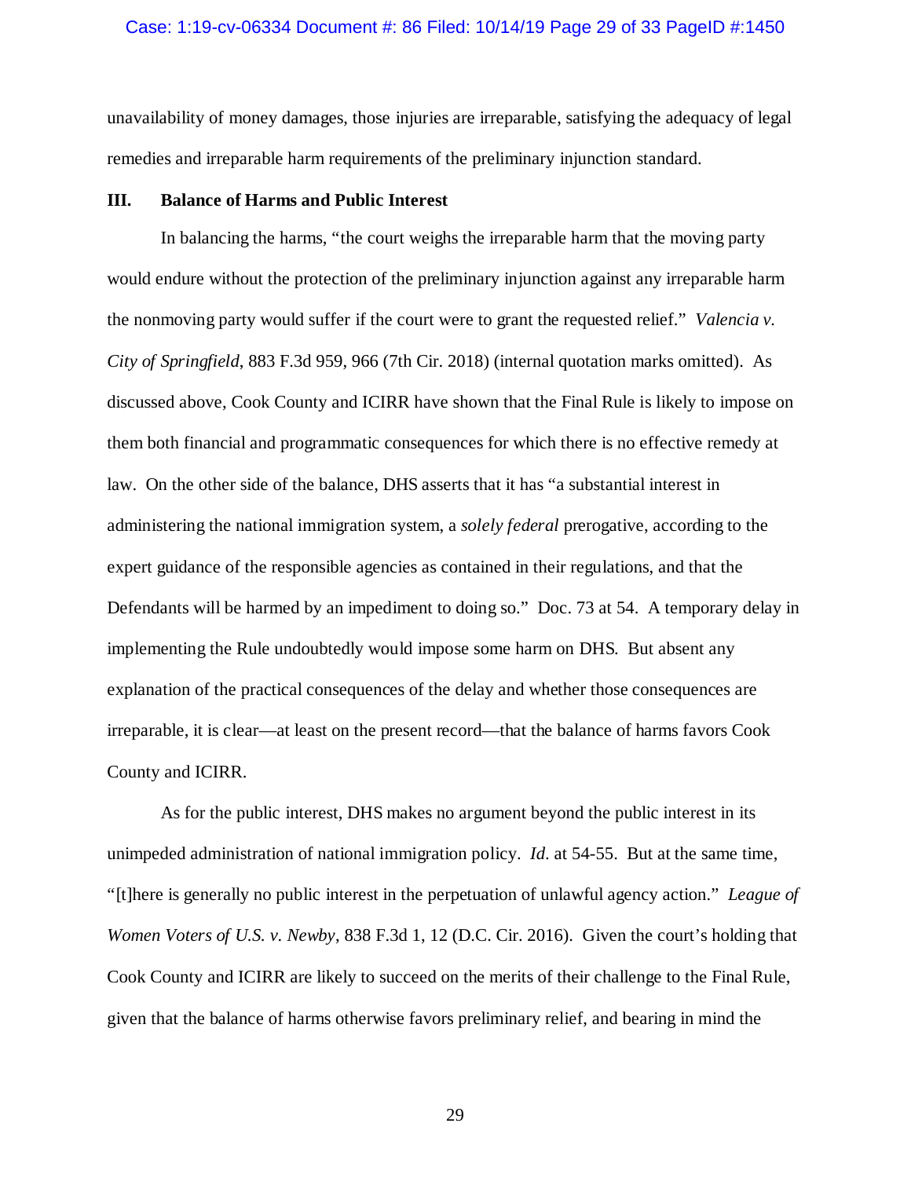unavailability of money damages, those injuries are irreparable, satisfying the adequacy of legal remedies and irreparable harm requirements of the preliminary injunction standard.

## III. Balance of Harms and Public Interest

In balancing the harms, "the court weighs the irreparable harm that the moving party would endure without the protection of the preliminary injunction against any irreparable harm the nonmoving party would suffer if the court were to grant the requested relief." *Valencia v. City of Springfield*, 883 F.3d 959, 966 (7th Cir. 2018) (internal quotation marks omitted). As discussed above, Cook County and ICIRR have shown that the Final Rule is likely to impose on them both financial and programmatic consequences for which there is no effective remedy at law. On the other side of the balance, DHS asserts that it has "a substantial interest in administering the national immigration system, a *solely federal* prerogative, according to the expert guidance of the responsible agencies as contained in their regulations, and that the Defendants will be harmed by an impediment to doing so." Doc. 73 at 54. A temporary delay in implementing the Rule undoubtedly would impose some harm on DHS. But absent any explanation of the practical consequences of the delay and whether those consequences are irreparable, it is clear—at least on the present record—that the balance of harms favors Cook County and ICIRR.

As for the public interest, DHS makes no argument beyond the public interest in its unimpeded administration of national immigration policy. *Id.* at 54-55. But at the same time, "[t]here is generally no public interest in the perpetuation of unlawful agency action." *League of Women Voters of U.S. v. Newby*, 838 F.3d 1, 12 (D.C. Cir. 2016). Given the court's holding that Cook County and ICIRR are likely to succeed on the merits of their challenge to the Final Rule, given that the balance of harms otherwise favors preliminary relief, and bearing in mind the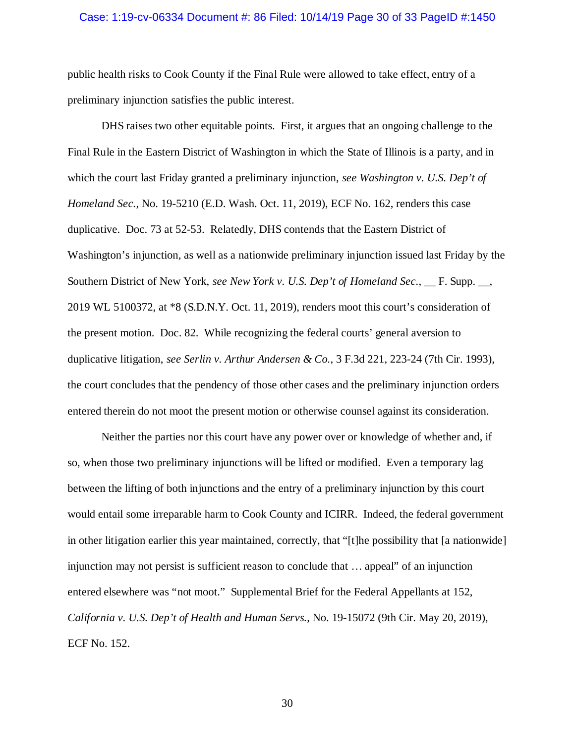public health risks to Cook County if the Final Rule were allowed to take effect, entry of a preliminary injunction satisfies the public interest.

DHS raises two other equitable points. First, it argues that an ongoing challenge to the Final Rule in the Eastern District of Washington in which the State of Illinois is a party, and in which the court last Friday granted a preliminary injunction, *see Washington v. U.S. Dep't of Homeland Sec.*, No. 19-5210 (E.D. Wash. Oct. 11, 2019), ECF No. 162, renders this case duplicative. Doc. 73 at 52-53. Relatedly, DHS contends that the Eastern District of Washington's injunction, as well as a nationwide preliminary injunction issued last Friday by the Southern District of New York, *see New York v. U.S. Dep't of Homeland Sec.*, __ F. Supp. __, 2019 WL 5100372, at *8 (S.D.N.Y. Oct. 11, 2019), renders moot this court's consideration of the present motion. Doc. 82. While recognizing the federal courts' general aversion to duplicative litigation, *see Serlin v. Arthur Andersen & Co.*, 3 F.3d 221, 223-24 (7th Cir. 1993), the court concludes that the pendency of those other cases and the preliminary injunction orders entered therein do not moot the present motion or otherwise counsel against its consideration.

Neither the parties nor this court have any power over or knowledge of whether and, if so, when those two preliminary injunctions will be lifted or modified. Even a temporary lag between the lifting of both injunctions and the entry of a preliminary injunction by this court would entail some irreparable harm to Cook County and ICIRR. Indeed, the federal government in other litigation earlier this year maintained, correctly, that "[t]he possibility that [a nationwide] injunction may not persist is sufficient reason to conclude that … appeal" of an injunction entered elsewhere was "not moot." Supplemental Brief for the Federal Appellants at 152, *California v. U.S. Dep't of Health and Human Servs.*, No. 19-15072 (9th Cir. May 20, 2019), ECF No. 152.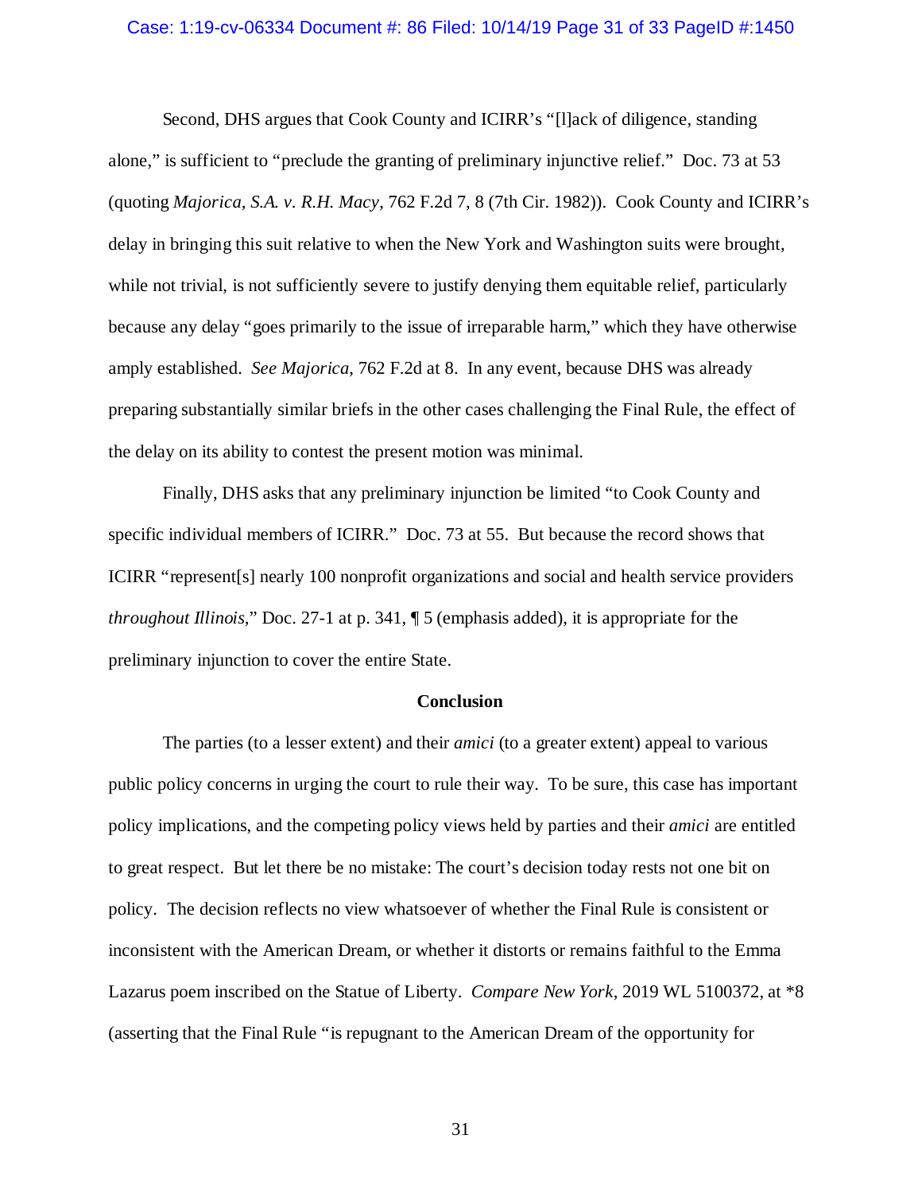Second, DHS argues that Cook County and ICIRR's "[l]ack of diligence, standing alone," is sufficient to "preclude the granting of preliminary injunctive relief." Doc. 73 at 53 (quoting *Majorica, S.A. v. R.H. Macy*, 762 F.2d 7, 8 (7th Cir. 1982)). Cook County and ICIRR's delay in bringing this suit relative to when the New York and Washington suits were brought, while not trivial, is not sufficiently severe to justify denying them equitable relief, particularly because any delay "goes primarily to the issue of irreparable harm," which they have otherwise amply established. *See Majorica*, 762 F.2d at 8. In any event, because DHS was already preparing substantially similar briefs in the other cases challenging the Final Rule, the effect of the delay on its ability to contest the present motion was minimal.

Finally, DHS asks that any preliminary injunction be limited "to Cook County and specific individual members of ICIRR." Doc. 73 at 55. But because the record shows that ICIRR "represent[s] nearly 100 nonprofit organizations and social and health service providers *throughout Illinois*," Doc. 27-1 at p. 341, ¶ 5 (emphasis added), it is appropriate for the preliminary injunction to cover the entire State.

**Conclusion**

The parties (to a lesser extent) and their *amici* (to a greater extent) appeal to various public policy concerns in urging the court to rule their way. To be sure, this case has important policy implications, and the competing policy views held by parties and their *amici* are entitled to great respect. But let there be no mistake: The court's decision today rests not one bit on policy. The decision reflects no view whatsoever of whether the Final Rule is consistent or inconsistent with the American Dream, or whether it distorts or remains faithful to the Emma Lazarus poem inscribed on the Statue of Liberty. *Compare New York*, 2019 WL 5100372, at *8 (asserting that the Final Rule "is repugnant to the American Dream of the opportunity for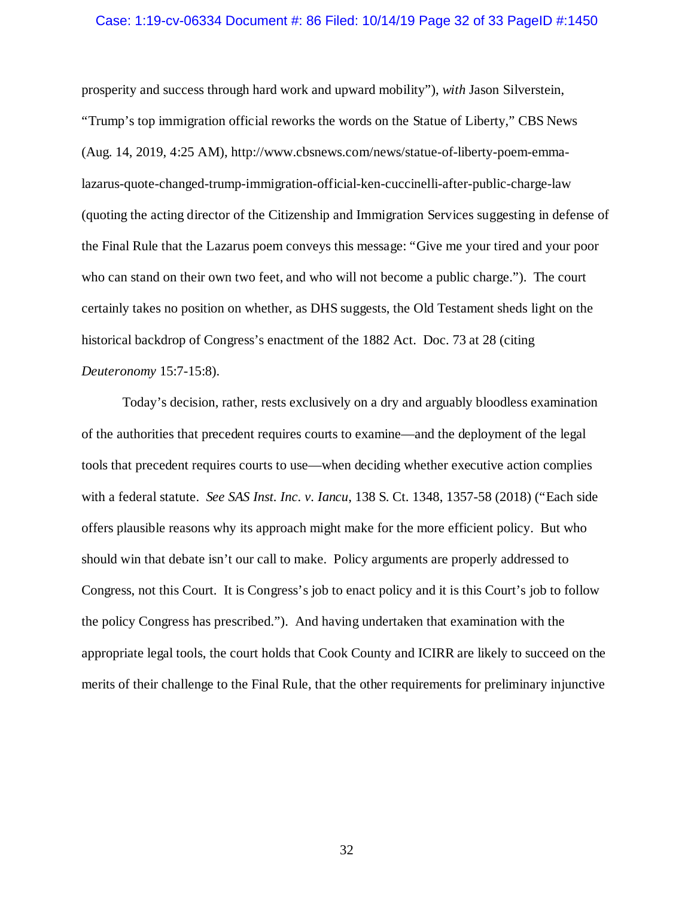prosperity and success through hard work and upward mobility"), *with* Jason Silverstein, "Trump's top immigration official reworks the words on the Statue of Liberty," CBS News (Aug. 14, 2019, 4:25 AM), http://www.cbsnews.com/news/statue-of-liberty-poem-emma-lazarus-quote-changed-trump-immigration-official-ken-cuccinelli-after-public-charge-law (quoting the acting director of the Citizenship and Immigration Services suggesting in defense of the Final Rule that the Lazarus poem conveys this message: "Give me your tired and your poor who can stand on their own two feet, and who will not become a public charge."). The court certainly takes no position on whether, as DHS suggests, the Old Testament sheds light on the historical backdrop of Congress's enactment of the 1882 Act. Doc. 73 at 28 (citing *Deuteronomy* 15:7-15:8).

Today's decision, rather, rests exclusively on a dry and arguably bloodless examination of the authorities that precedent requires courts to examine—and the deployment of the legal tools that precedent requires courts to use—when deciding whether executive action complies with a federal statute. *See SAS Inst. Inc. v. Iancu*, 138 S. Ct. 1348, 1357-58 (2018) ("Each side offers plausible reasons why its approach might make for the more efficient policy. But who should win that debate isn't our call to make. Policy arguments are properly addressed to Congress, not this Court. It is Congress's job to enact policy and it is this Court's job to follow the policy Congress has prescribed."). And having undertaken that examination with the appropriate legal tools, the court holds that Cook County and ICIRR are likely to succeed on the merits of their challenge to the Final Rule, that the other requirements for preliminary injunctive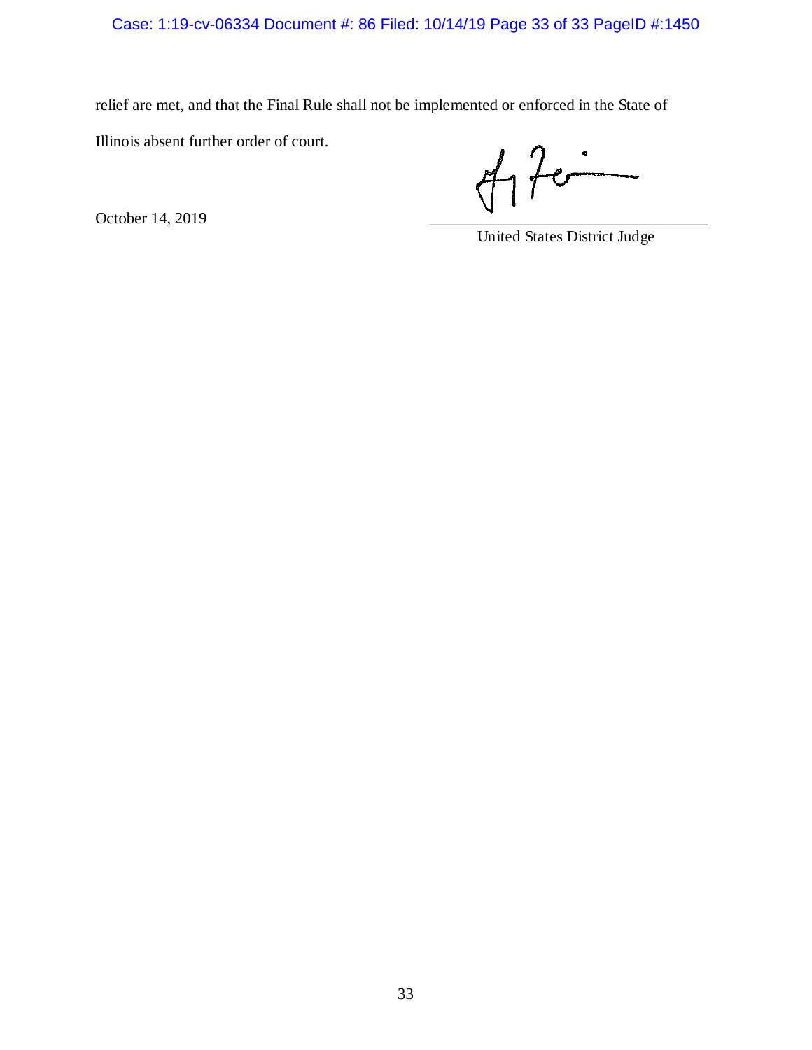relief are met, and that the Final Rule shall not be implemented or enforced in the State of Illinois absent further order of court.

October 14, 2019

\_\_\_\_\_\_\_\_\_\_\_\_\_\_\_\_\_\_\_\_\_\_\_\_\_\_\_\_\_\_\_\_\_\_\_\_\_\_\_\_

United States District Judge